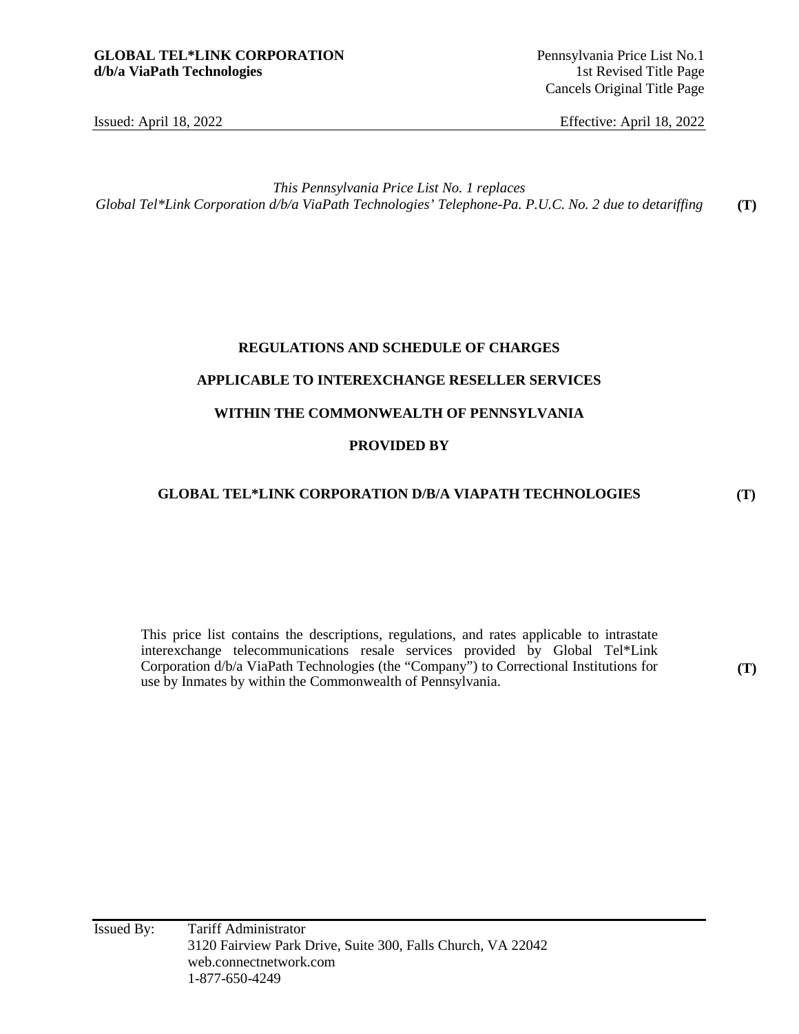**GLOBAL TEL*LINK CORPORATION**
**d/b/a ViaPath Technologies**

Pennsylvania Price List No.1
1st Revised Title Page
Cancels Original Title Page

Issued: April 18, 2022 Effective: April 18, 2022

*This Pennsylvania Price List No. 1 replaces*
*Global Tel*Link Corporation d/b/a ViaPath Technologies' Telephone-Pa. P.U.C. No. 2 due to detariffing* **(T)**

**REGULATIONS AND SCHEDULE OF CHARGES**

**APPLICABLE TO INTEREXCHANGE RESELLER SERVICES**

**WITHIN THE COMMONWEALTH OF PENNSYLVANIA**

**PROVIDED BY**

**GLOBAL TEL*LINK CORPORATION D/B/A VIAPATH TECHNOLOGIES** **(T)**

This price list contains the descriptions, regulations, and rates applicable to intrastate interexchange telecommunications resale services provided by Global Tel*Link Corporation d/b/a ViaPath Technologies (the "Company") to Correctional Institutions for use by Inmates by within the Commonwealth of Pennsylvania. **(T)**

Issued By: Tariff Administrator
3120 Fairview Park Drive, Suite 300, Falls Church, VA 22042
web.connectnetwork.com
1-877-650-4249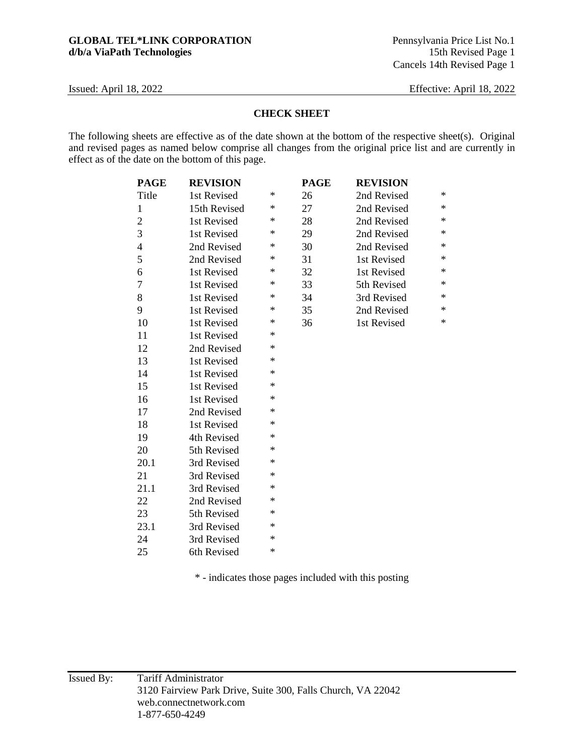**GLOBAL TEL*LINK CORPORATION**
**d/b/a ViaPath Technologies**

Pennsylvania Price List No.1
15th Revised Page 1
Cancels 14th Revised Page 1

Issued: April 18, 2022

Effective: April 18, 2022

## CHECK SHEET

The following sheets are effective as of the date shown at the bottom of the respective sheet(s). Original and revised pages as named below comprise all changes from the original price list and are currently in effect as of the date on the bottom of this page.

| PAGE | REVISION | | PAGE | REVISION | |
|---|---|---|---|---|---|
| Title | 1st Revised | * | 26 | 2nd Revised | * |
| 1 | 15th Revised | * | 27 | 2nd Revised | * |
| 2 | 1st Revised | * | 28 | 2nd Revised | * |
| 3 | 1st Revised | * | 29 | 2nd Revised | * |
| 4 | 2nd Revised | * | 30 | 2nd Revised | * |
| 5 | 2nd Revised | * | 31 | 1st Revised | * |
| 6 | 1st Revised | * | 32 | 1st Revised | * |
| 7 | 1st Revised | * | 33 | 5th Revised | * |
| 8 | 1st Revised | * | 34 | 3rd Revised | * |
| 9 | 1st Revised | * | 35 | 2nd Revised | * |
| 10 | 1st Revised | * | 36 | 1st Revised | * |
| 11 | 1st Revised | * | | | |
| 12 | 2nd Revised | * | | | |
| 13 | 1st Revised | * | | | |
| 14 | 1st Revised | * | | | |
| 15 | 1st Revised | * | | | |
| 16 | 1st Revised | * | | | |
| 17 | 2nd Revised | * | | | |
| 18 | 1st Revised | * | | | |
| 19 | 4th Revised | * | | | |
| 20 | 5th Revised | * | | | |
| 20.1 | 3rd Revised | * | | | |
| 21 | 3rd Revised | * | | | |
| 21.1 | 3rd Revised | * | | | |
| 22 | 2nd Revised | * | | | |
| 23 | 5th Revised | * | | | |
| 23.1 | 3rd Revised | * | | | |
| 24 | 3rd Revised | * | | | |
| 25 | 6th Revised | * | | | |

* - indicates those pages included with this posting

Issued By: Tariff Administrator
3120 Fairview Park Drive, Suite 300, Falls Church, VA 22042
web.connectnetwork.com
1-877-650-4249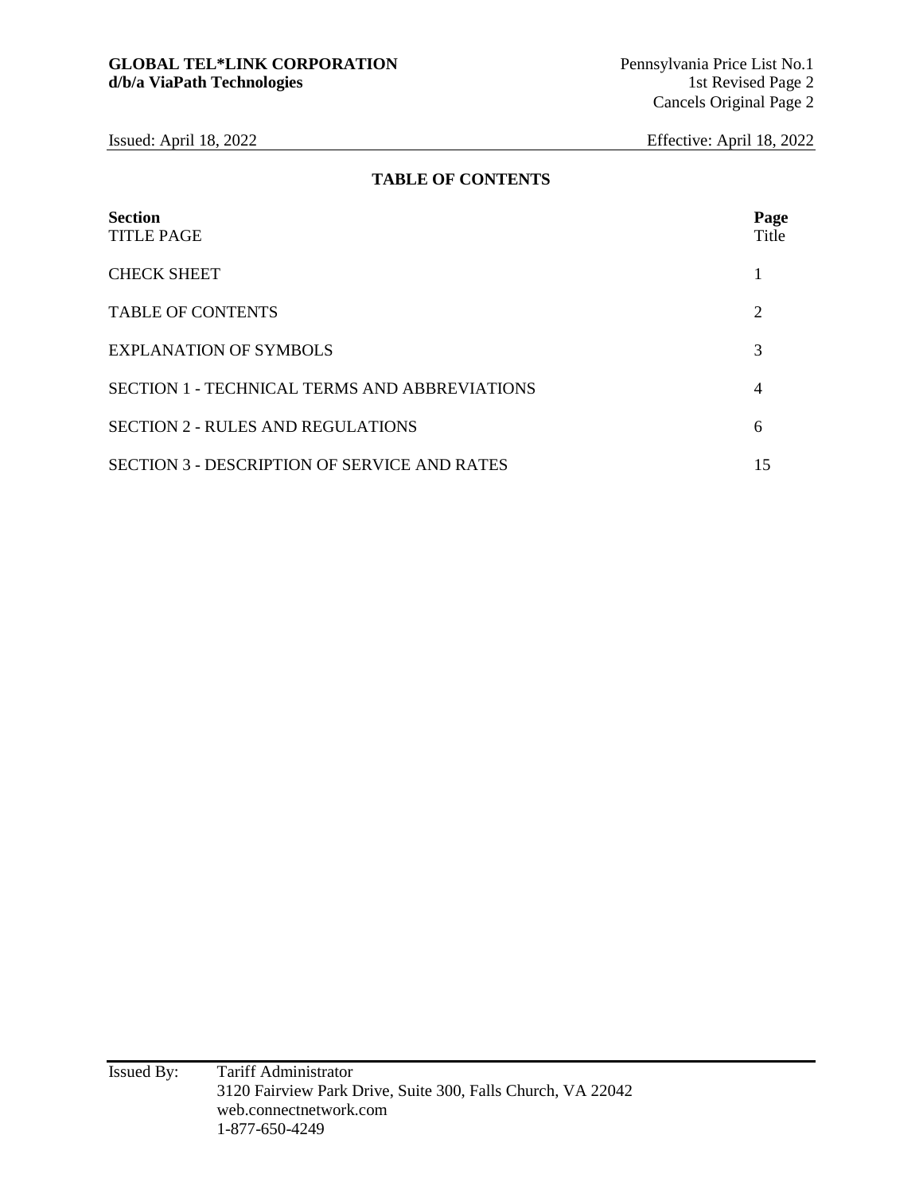## TABLE OF CONTENTS

| Section | Page |
|---|---|
| TITLE PAGE | Title |
| CHECK SHEET | 1 |
| TABLE OF CONTENTS | 2 |
| EXPLANATION OF SYMBOLS | 3 |
| SECTION 1 - TECHNICAL TERMS AND ABBREVIATIONS | 4 |
| SECTION 2 - RULES AND REGULATIONS | 6 |
| SECTION 3 - DESCRIPTION OF SERVICE AND RATES | 15 |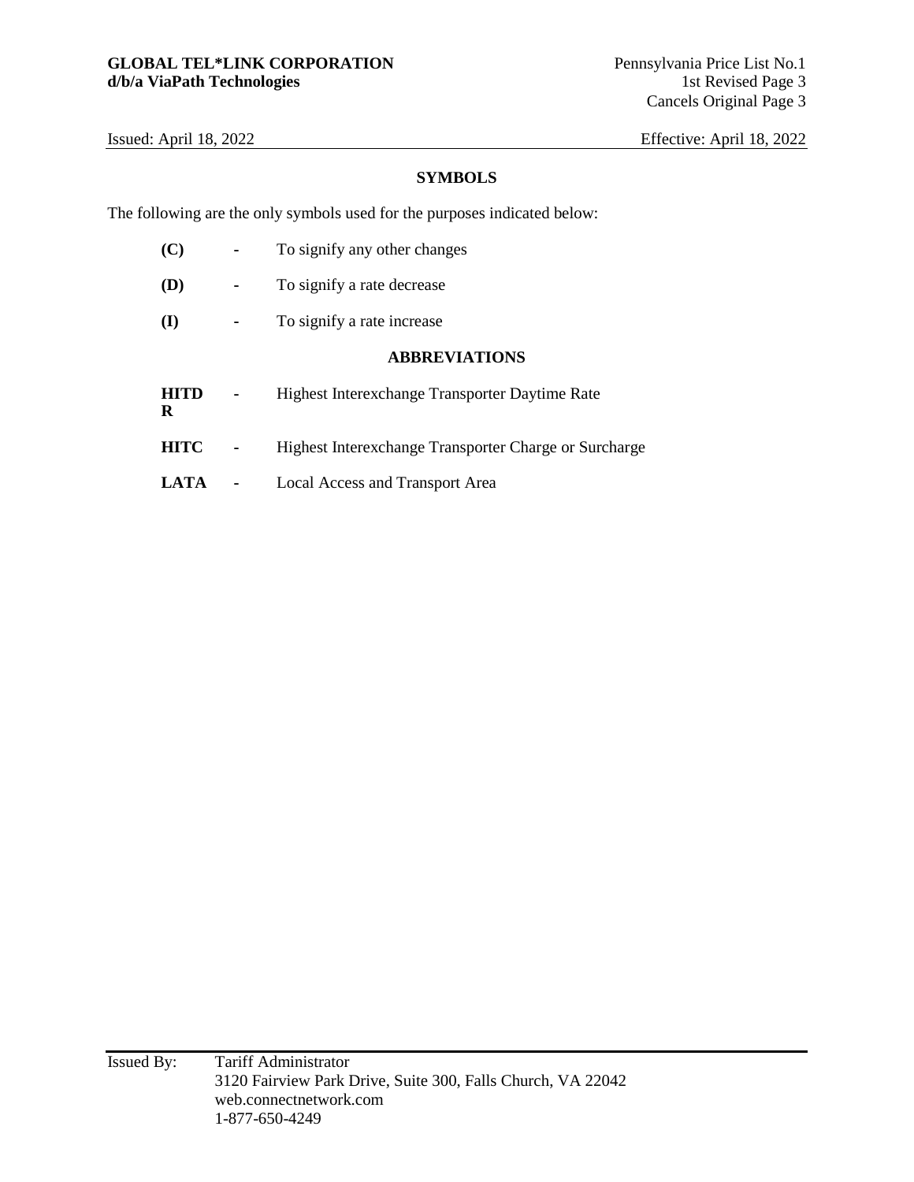## SYMBOLS

The following are the only symbols used for the purposes indicated below:

| | | |
|---|---|---|
| **(C)** | - | To signify any other changes |
| **(D)** | - | To signify a rate decrease |
| **(I)** | - | To signify a rate increase |

## ABBREVIATIONS

| | | |
|---|---|---|
| **HITDR** | - | Highest Interexchange Transporter Daytime Rate |
| **HITC** | - | Highest Interexchange Transporter Charge or Surcharge |
| **LATA** | - | Local Access and Transport Area |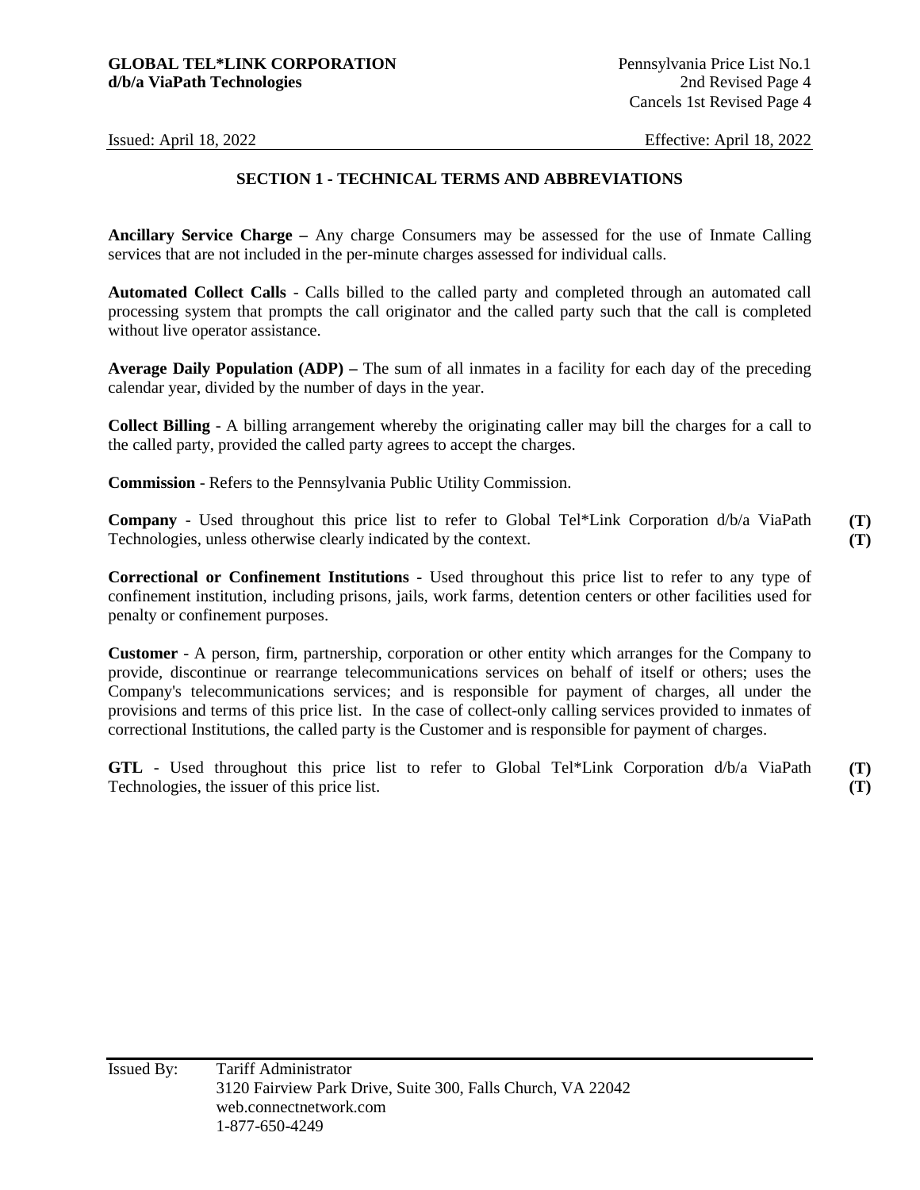## SECTION 1 - TECHNICAL TERMS AND ABBREVIATIONS

**Ancillary Service Charge –** Any charge Consumers may be assessed for the use of Inmate Calling services that are not included in the per-minute charges assessed for individual calls.

**Automated Collect Calls** - Calls billed to the called party and completed through an automated call processing system that prompts the call originator and the called party such that the call is completed without live operator assistance.

**Average Daily Population (ADP) –** The sum of all inmates in a facility for each day of the preceding calendar year, divided by the number of days in the year.

**Collect Billing** - A billing arrangement whereby the originating caller may bill the charges for a call to the called party, provided the called party agrees to accept the charges.

**Commission** - Refers to the Pennsylvania Public Utility Commission.

**Company** - Used throughout this price list to refer to Global Tel*Link Corporation d/b/a ViaPath Technologies, unless otherwise clearly indicated by the context. **(T)** **(T)**

**Correctional or Confinement Institutions** - Used throughout this price list to refer to any type of confinement institution, including prisons, jails, work farms, detention centers or other facilities used for penalty or confinement purposes.

**Customer** - A person, firm, partnership, corporation or other entity which arranges for the Company to provide, discontinue or rearrange telecommunications services on behalf of itself or others; uses the Company's telecommunications services; and is responsible for payment of charges, all under the provisions and terms of this price list. In the case of collect-only calling services provided to inmates of correctional Institutions, the called party is the Customer and is responsible for payment of charges.

**GTL** - Used throughout this price list to refer to Global Tel*Link Corporation d/b/a ViaPath Technologies, the issuer of this price list. **(T)** **(T)**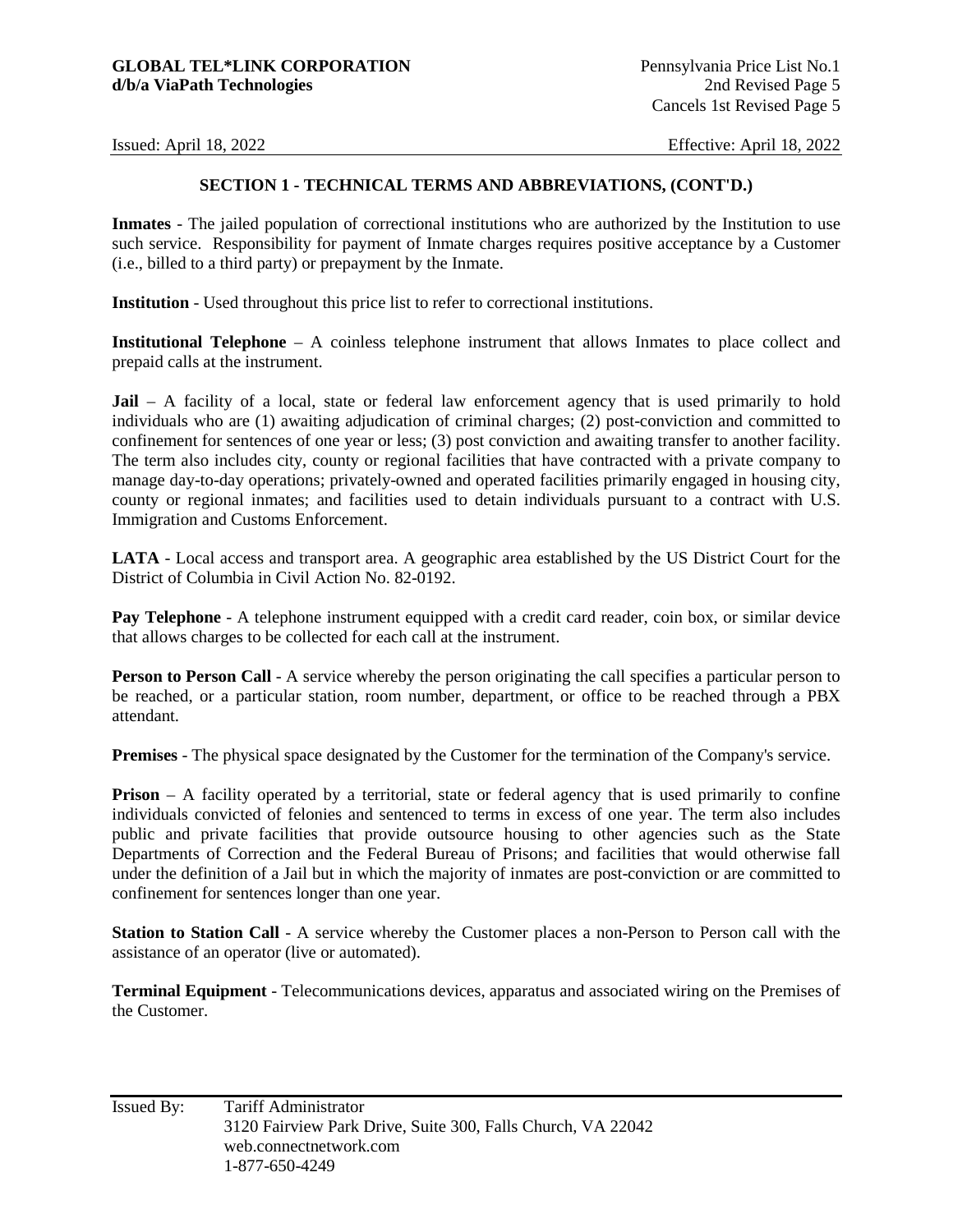## SECTION 1 - TECHNICAL TERMS AND ABBREVIATIONS, (CONT'D.)

**Inmates** - The jailed population of correctional institutions who are authorized by the Institution to use such service. Responsibility for payment of Inmate charges requires positive acceptance by a Customer (i.e., billed to a third party) or prepayment by the Inmate.

**Institution** - Used throughout this price list to refer to correctional institutions.

**Institutional Telephone** – A coinless telephone instrument that allows Inmates to place collect and prepaid calls at the instrument.

**Jail** – A facility of a local, state or federal law enforcement agency that is used primarily to hold individuals who are (1) awaiting adjudication of criminal charges; (2) post-conviction and committed to confinement for sentences of one year or less; (3) post conviction and awaiting transfer to another facility. The term also includes city, county or regional facilities that have contracted with a private company to manage day-to-day operations; privately-owned and operated facilities primarily engaged in housing city, county or regional inmates; and facilities used to detain individuals pursuant to a contract with U.S. Immigration and Customs Enforcement.

**LATA** - Local access and transport area. A geographic area established by the US District Court for the District of Columbia in Civil Action No. 82-0192.

**Pay Telephone** - A telephone instrument equipped with a credit card reader, coin box, or similar device that allows charges to be collected for each call at the instrument.

**Person to Person Call** - A service whereby the person originating the call specifies a particular person to be reached, or a particular station, room number, department, or office to be reached through a PBX attendant.

**Premises** - The physical space designated by the Customer for the termination of the Company's service.

**Prison** – A facility operated by a territorial, state or federal agency that is used primarily to confine individuals convicted of felonies and sentenced to terms in excess of one year. The term also includes public and private facilities that provide outsource housing to other agencies such as the State Departments of Correction and the Federal Bureau of Prisons; and facilities that would otherwise fall under the definition of a Jail but in which the majority of inmates are post-conviction or are committed to confinement for sentences longer than one year.

**Station to Station Call** - A service whereby the Customer places a non-Person to Person call with the assistance of an operator (live or automated).

**Terminal Equipment** - Telecommunications devices, apparatus and associated wiring on the Premises of the Customer.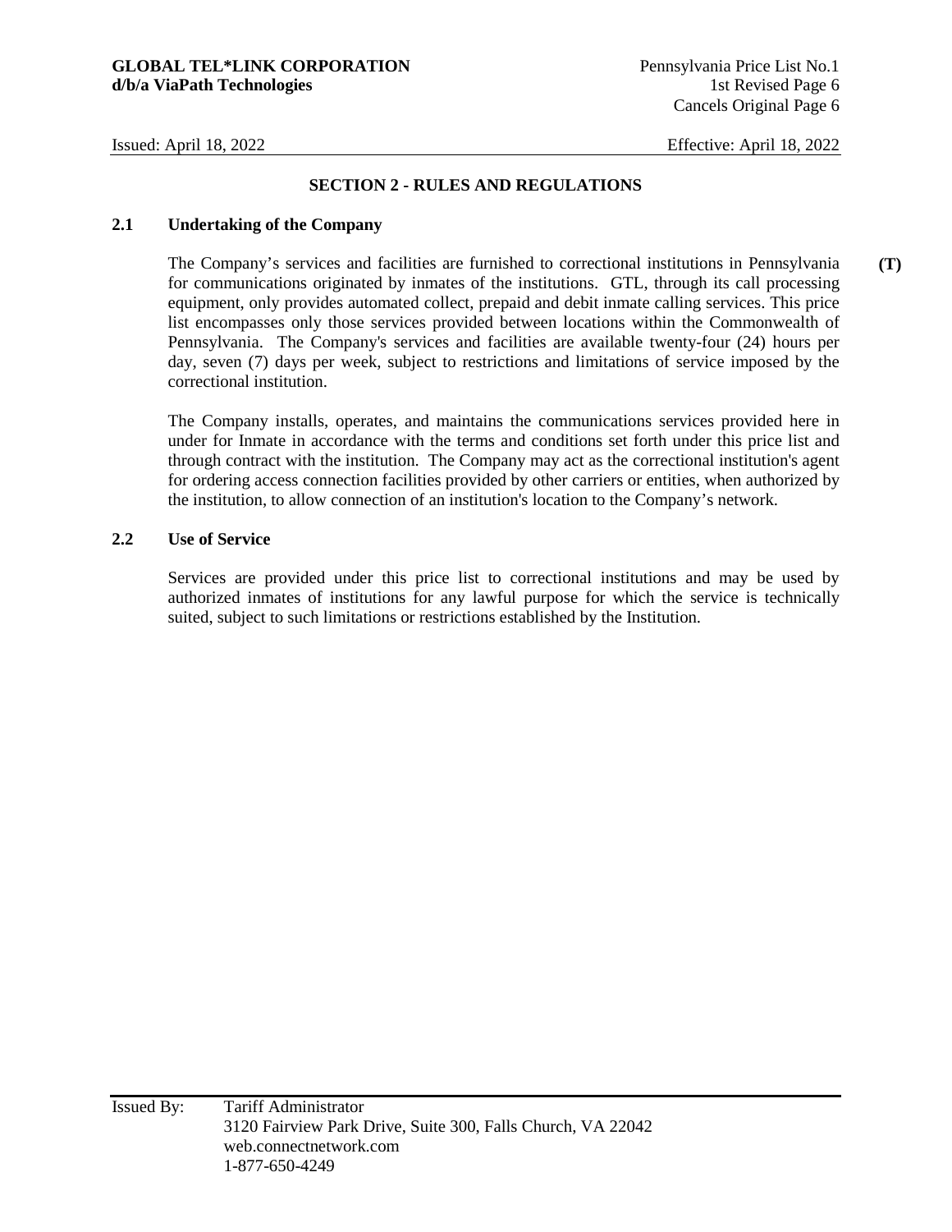## SECTION 2 - RULES AND REGULATIONS

### 2.1 Undertaking of the Company

The Company's services and facilities are furnished to correctional institutions in Pennsylvania for communications originated by inmates of the institutions. GTL, through its call processing equipment, only provides automated collect, prepaid and debit inmate calling services. This price list encompasses only those services provided between locations within the Commonwealth of Pennsylvania. The Company's services and facilities are available twenty-four (24) hours per day, seven (7) days per week, subject to restrictions and limitations of service imposed by the correctional institution. **(T)**

The Company installs, operates, and maintains the communications services provided here in under for Inmate in accordance with the terms and conditions set forth under this price list and through contract with the institution. The Company may act as the correctional institution's agent for ordering access connection facilities provided by other carriers or entities, when authorized by the institution, to allow connection of an institution's location to the Company's network.

### 2.2 Use of Service

Services are provided under this price list to correctional institutions and may be used by authorized inmates of institutions for any lawful purpose for which the service is technically suited, subject to such limitations or restrictions established by the Institution.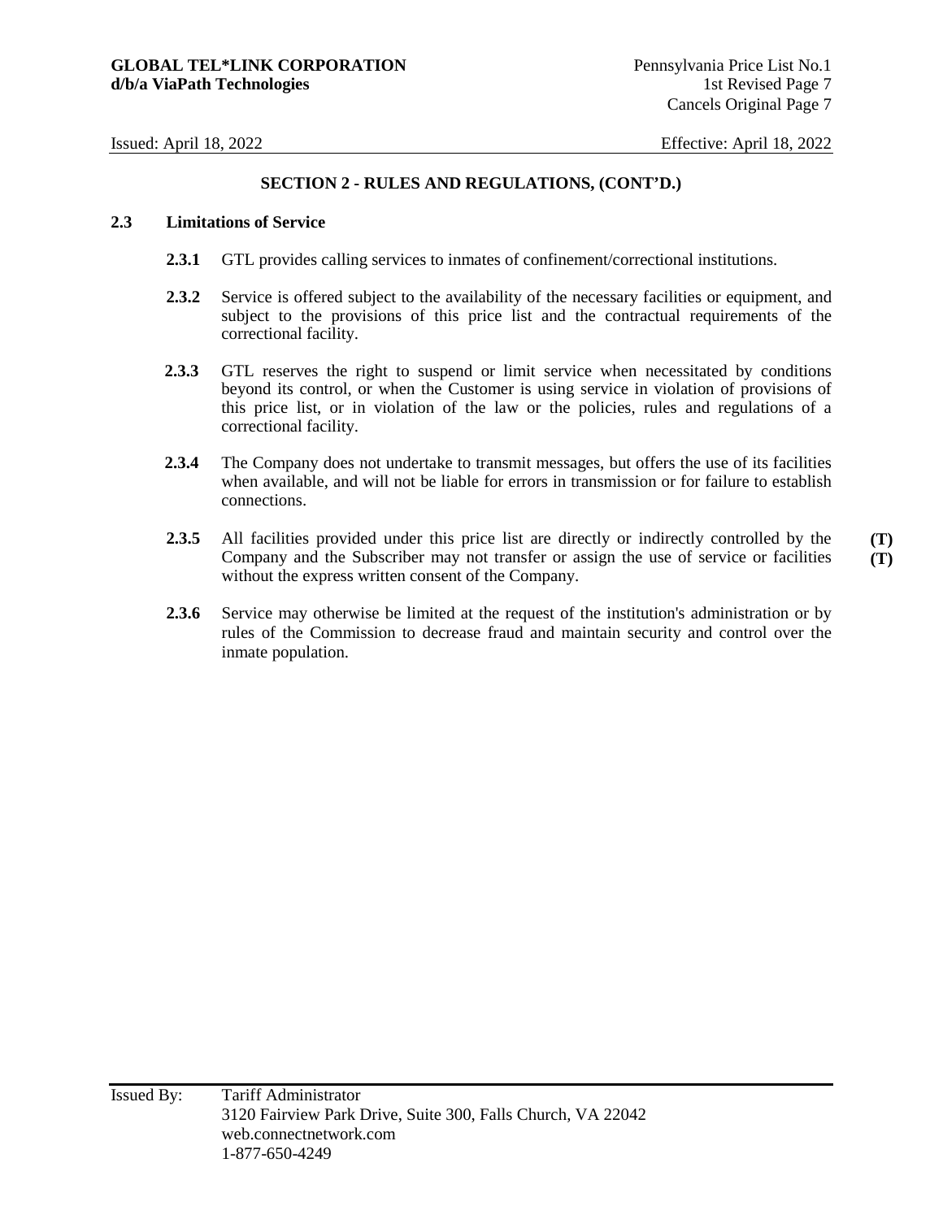## SECTION 2 - RULES AND REGULATIONS, (CONT'D.)

### 2.3 Limitations of Service

**2.3.1** GTL provides calling services to inmates of confinement/correctional institutions.

**2.3.2** Service is offered subject to the availability of the necessary facilities or equipment, and subject to the provisions of this price list and the contractual requirements of the correctional facility.

**2.3.3** GTL reserves the right to suspend or limit service when necessitated by conditions beyond its control, or when the Customer is using service in violation of provisions of this price list, or in violation of the law or the policies, rules and regulations of a correctional facility.

**2.3.4** The Company does not undertake to transmit messages, but offers the use of its facilities when available, and will not be liable for errors in transmission or for failure to establish connections.

**2.3.5** All facilities provided under this price list are directly or indirectly controlled by the Company and the Subscriber may not transfer or assign the use of service or facilities without the express written consent of the Company. **(T)** **(T)**

**2.3.6** Service may otherwise be limited at the request of the institution's administration or by rules of the Commission to decrease fraud and maintain security and control over the inmate population.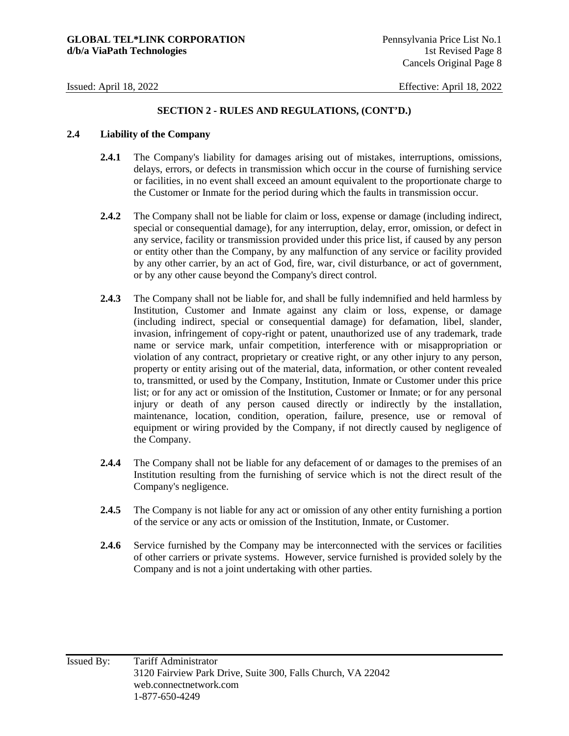## SECTION 2 - RULES AND REGULATIONS, (CONT'D.)

### 2.4 Liability of the Company

**2.4.1** The Company's liability for damages arising out of mistakes, interruptions, omissions, delays, errors, or defects in transmission which occur in the course of furnishing service or facilities, in no event shall exceed an amount equivalent to the proportionate charge to the Customer or Inmate for the period during which the faults in transmission occur.

**2.4.2** The Company shall not be liable for claim or loss, expense or damage (including indirect, special or consequential damage), for any interruption, delay, error, omission, or defect in any service, facility or transmission provided under this price list, if caused by any person or entity other than the Company, by any malfunction of any service or facility provided by any other carrier, by an act of God, fire, war, civil disturbance, or act of government, or by any other cause beyond the Company's direct control.

**2.4.3** The Company shall not be liable for, and shall be fully indemnified and held harmless by Institution, Customer and Inmate against any claim or loss, expense, or damage (including indirect, special or consequential damage) for defamation, libel, slander, invasion, infringement of copy-right or patent, unauthorized use of any trademark, trade name or service mark, unfair competition, interference with or misappropriation or violation of any contract, proprietary or creative right, or any other injury to any person, property or entity arising out of the material, data, information, or other content revealed to, transmitted, or used by the Company, Institution, Inmate or Customer under this price list; or for any act or omission of the Institution, Customer or Inmate; or for any personal injury or death of any person caused directly or indirectly by the installation, maintenance, location, condition, operation, failure, presence, use or removal of equipment or wiring provided by the Company, if not directly caused by negligence of the Company.

**2.4.4** The Company shall not be liable for any defacement of or damages to the premises of an Institution resulting from the furnishing of service which is not the direct result of the Company's negligence.

**2.4.5** The Company is not liable for any act or omission of any other entity furnishing a portion of the service or any acts or omission of the Institution, Inmate, or Customer.

**2.4.6** Service furnished by the Company may be interconnected with the services or facilities of other carriers or private systems. However, service furnished is provided solely by the Company and is not a joint undertaking with other parties.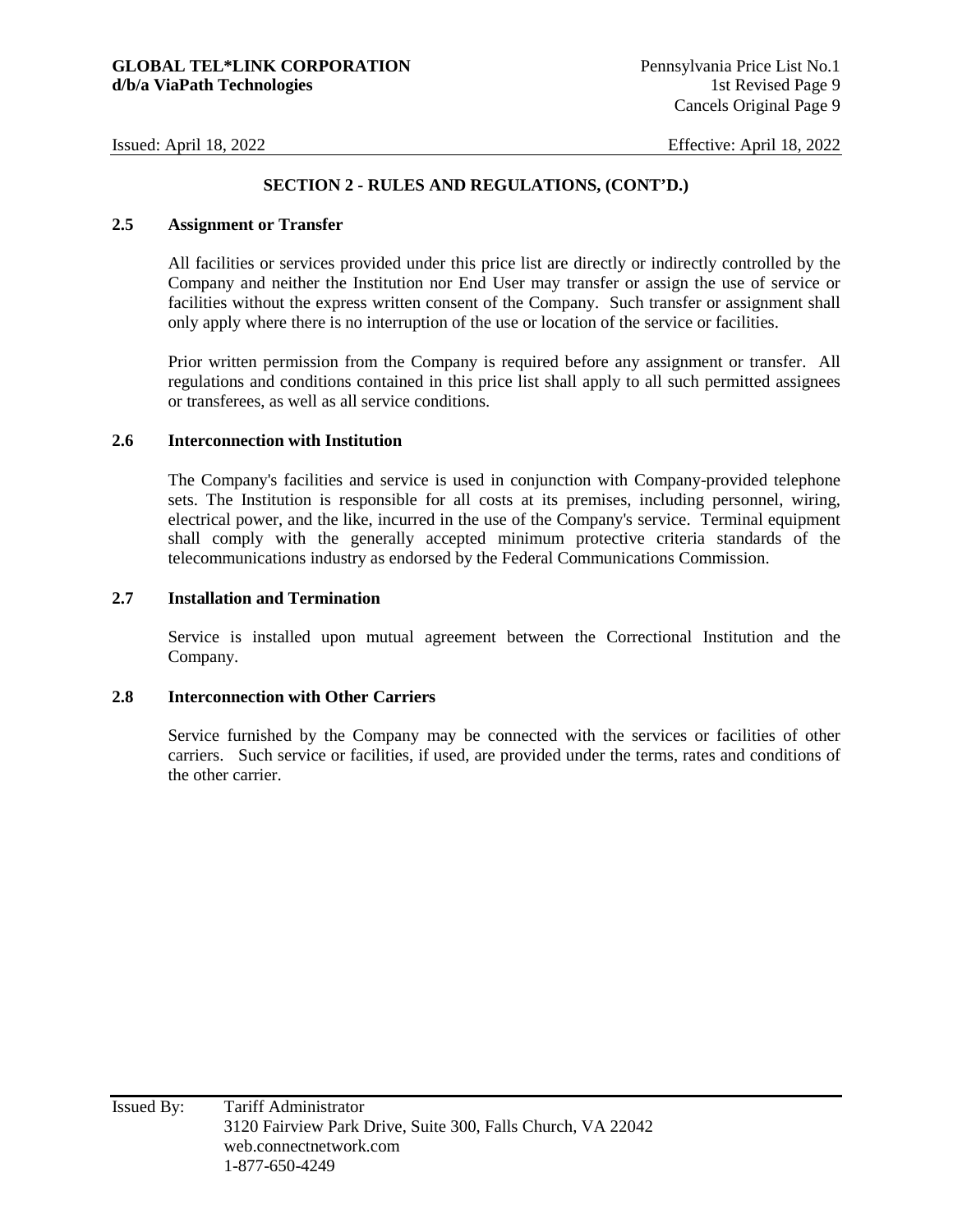## SECTION 2 - RULES AND REGULATIONS, (CONT'D.)

### 2.5 Assignment or Transfer

All facilities or services provided under this price list are directly or indirectly controlled by the Company and neither the Institution nor End User may transfer or assign the use of service or facilities without the express written consent of the Company. Such transfer or assignment shall only apply where there is no interruption of the use or location of the service or facilities.

Prior written permission from the Company is required before any assignment or transfer. All regulations and conditions contained in this price list shall apply to all such permitted assignees or transferees, as well as all service conditions.

### 2.6 Interconnection with Institution

The Company's facilities and service is used in conjunction with Company-provided telephone sets. The Institution is responsible for all costs at its premises, including personnel, wiring, electrical power, and the like, incurred in the use of the Company's service. Terminal equipment shall comply with the generally accepted minimum protective criteria standards of the telecommunications industry as endorsed by the Federal Communications Commission.

### 2.7 Installation and Termination

Service is installed upon mutual agreement between the Correctional Institution and the Company.

### 2.8 Interconnection with Other Carriers

Service furnished by the Company may be connected with the services or facilities of other carriers. Such service or facilities, if used, are provided under the terms, rates and conditions of the other carrier.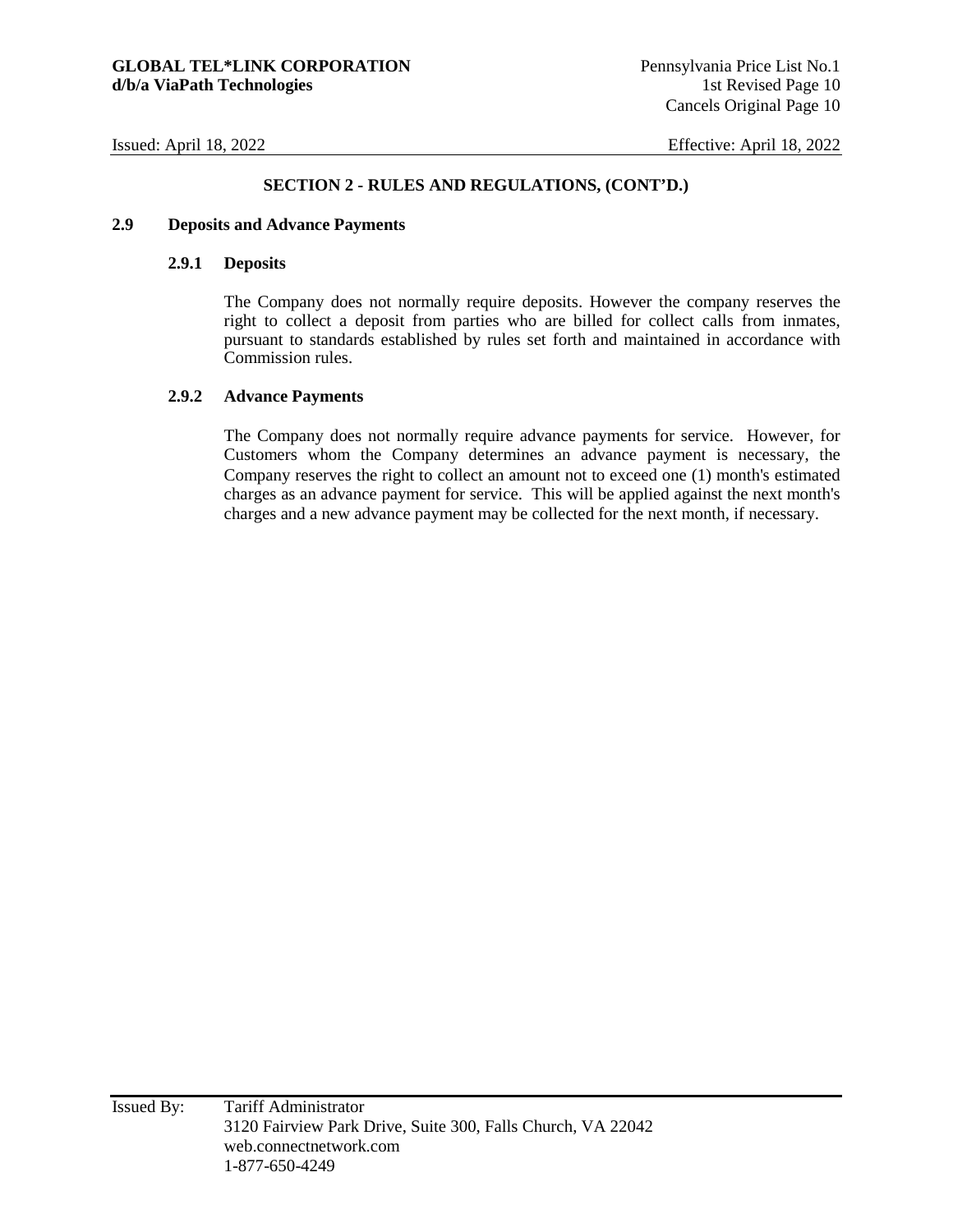## SECTION 2 - RULES AND REGULATIONS, (CONT'D.)

### 2.9 Deposits and Advance Payments

#### 2.9.1 Deposits

The Company does not normally require deposits. However the company reserves the right to collect a deposit from parties who are billed for collect calls from inmates, pursuant to standards established by rules set forth and maintained in accordance with Commission rules.

#### 2.9.2 Advance Payments

The Company does not normally require advance payments for service. However, for Customers whom the Company determines an advance payment is necessary, the Company reserves the right to collect an amount not to exceed one (1) month's estimated charges as an advance payment for service. This will be applied against the next month's charges and a new advance payment may be collected for the next month, if necessary.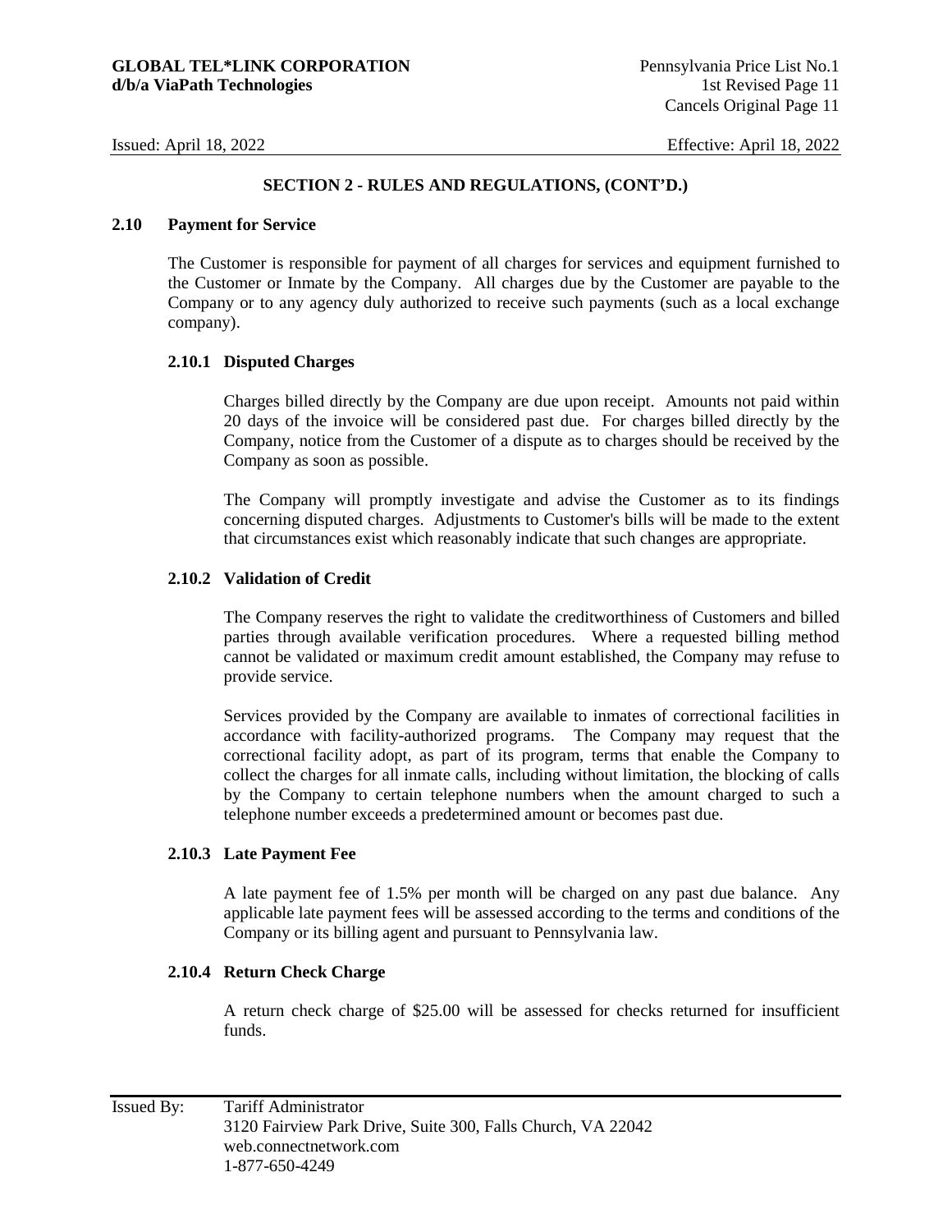## SECTION 2 - RULES AND REGULATIONS, (CONT'D.)

### 2.10 Payment for Service

The Customer is responsible for payment of all charges for services and equipment furnished to the Customer or Inmate by the Company. All charges due by the Customer are payable to the Company or to any agency duly authorized to receive such payments (such as a local exchange company).

#### 2.10.1 Disputed Charges

Charges billed directly by the Company are due upon receipt. Amounts not paid within 20 days of the invoice will be considered past due. For charges billed directly by the Company, notice from the Customer of a dispute as to charges should be received by the Company as soon as possible.

The Company will promptly investigate and advise the Customer as to its findings concerning disputed charges. Adjustments to Customer's bills will be made to the extent that circumstances exist which reasonably indicate that such changes are appropriate.

#### 2.10.2 Validation of Credit

The Company reserves the right to validate the creditworthiness of Customers and billed parties through available verification procedures. Where a requested billing method cannot be validated or maximum credit amount established, the Company may refuse to provide service.

Services provided by the Company are available to inmates of correctional facilities in accordance with facility-authorized programs. The Company may request that the correctional facility adopt, as part of its program, terms that enable the Company to collect the charges for all inmate calls, including without limitation, the blocking of calls by the Company to certain telephone numbers when the amount charged to such a telephone number exceeds a predetermined amount or becomes past due.

#### 2.10.3 Late Payment Fee

A late payment fee of 1.5% per month will be charged on any past due balance. Any applicable late payment fees will be assessed according to the terms and conditions of the Company or its billing agent and pursuant to Pennsylvania law.

#### 2.10.4 Return Check Charge

A return check charge of $25.00 will be assessed for checks returned for insufficient funds.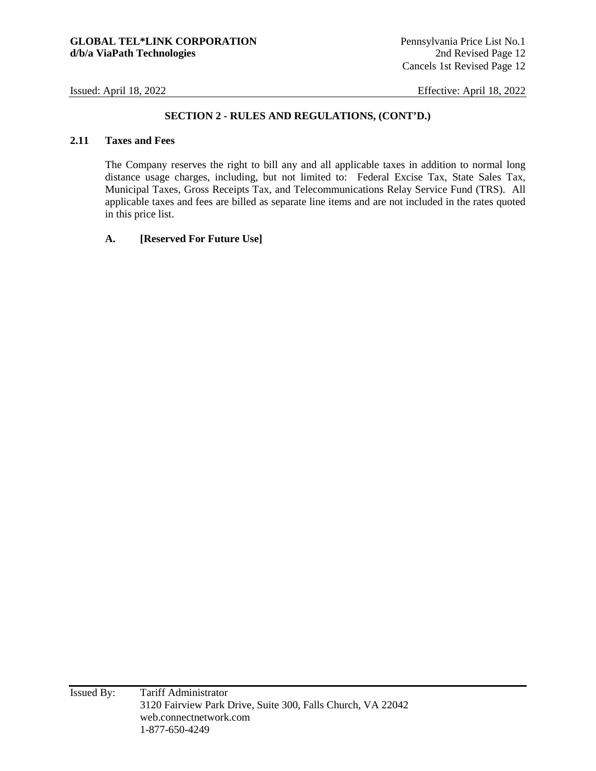## SECTION 2 - RULES AND REGULATIONS, (CONT'D.)

### 2.11 Taxes and Fees

The Company reserves the right to bill any and all applicable taxes in addition to normal long distance usage charges, including, but not limited to: Federal Excise Tax, State Sales Tax, Municipal Taxes, Gross Receipts Tax, and Telecommunications Relay Service Fund (TRS). All applicable taxes and fees are billed as separate line items and are not included in the rates quoted in this price list.

**A. [Reserved For Future Use]**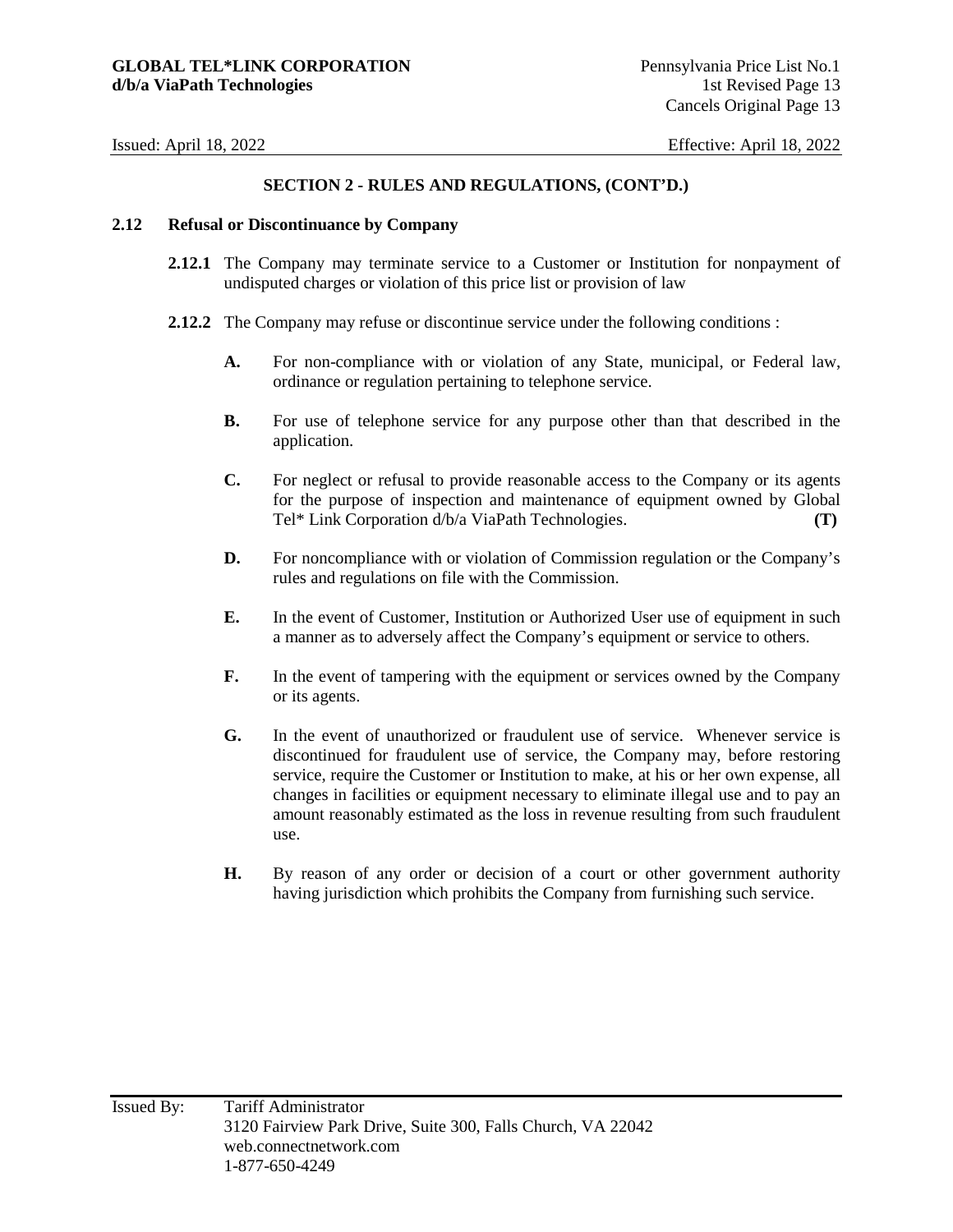## SECTION 2 - RULES AND REGULATIONS, (CONT'D.)

### 2.12 Refusal or Discontinuance by Company

**2.12.1** The Company may terminate service to a Customer or Institution for nonpayment of undisputed charges or violation of this price list or provision of law

**2.12.2** The Company may refuse or discontinue service under the following conditions :

**A.** For non-compliance with or violation of any State, municipal, or Federal law, ordinance or regulation pertaining to telephone service.

**B.** For use of telephone service for any purpose other than that described in the application.

**C.** For neglect or refusal to provide reasonable access to the Company or its agents for the purpose of inspection and maintenance of equipment owned by Global Tel* Link Corporation d/b/a ViaPath Technologies. **(T)**

**D.** For noncompliance with or violation of Commission regulation or the Company's rules and regulations on file with the Commission.

**E.** In the event of Customer, Institution or Authorized User use of equipment in such a manner as to adversely affect the Company's equipment or service to others.

**F.** In the event of tampering with the equipment or services owned by the Company or its agents.

**G.** In the event of unauthorized or fraudulent use of service. Whenever service is discontinued for fraudulent use of service, the Company may, before restoring service, require the Customer or Institution to make, at his or her own expense, all changes in facilities or equipment necessary to eliminate illegal use and to pay an amount reasonably estimated as the loss in revenue resulting from such fraudulent use.

**H.** By reason of any order or decision of a court or other government authority having jurisdiction which prohibits the Company from furnishing such service.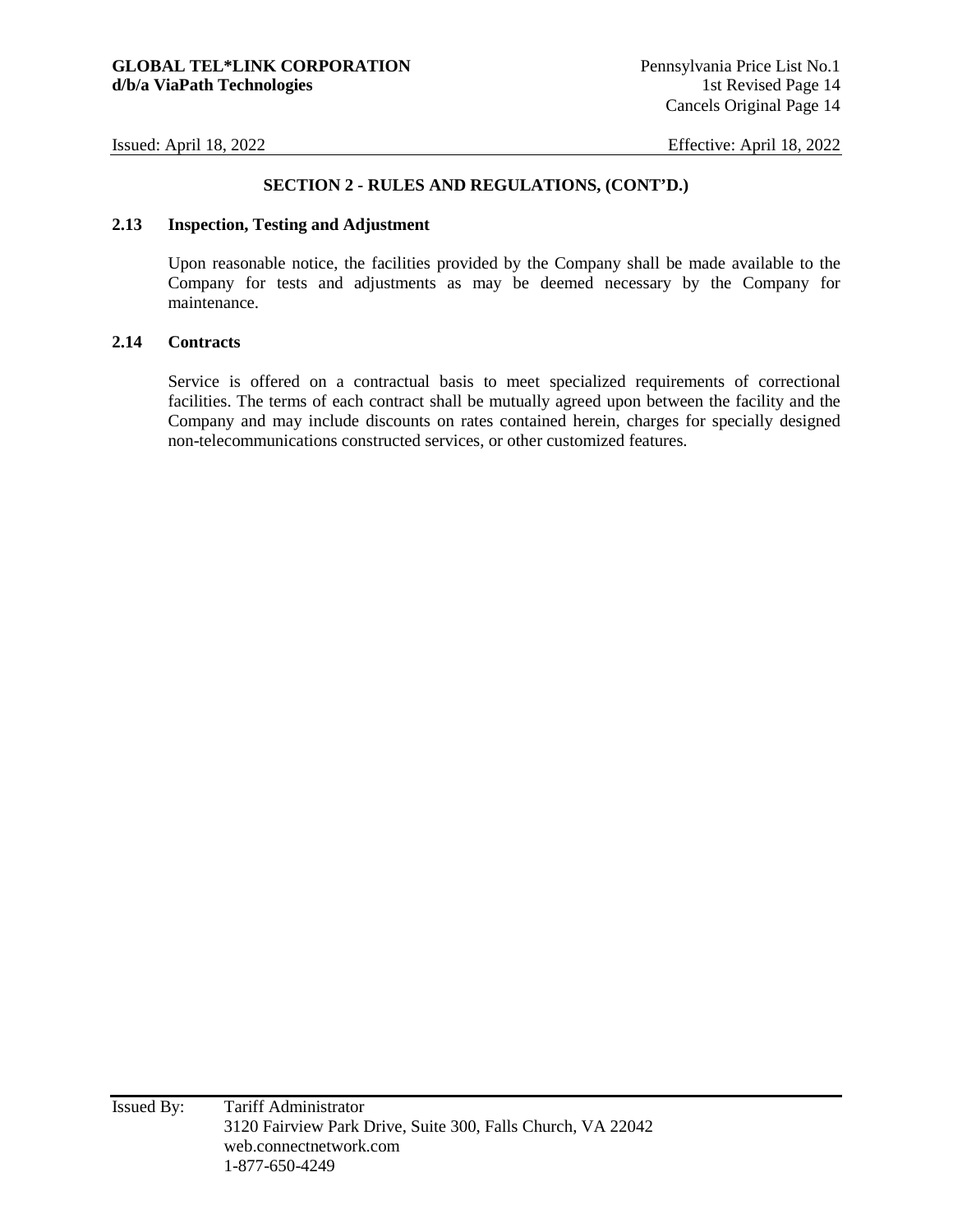## SECTION 2 - RULES AND REGULATIONS, (CONT'D.)

### 2.13 Inspection, Testing and Adjustment

Upon reasonable notice, the facilities provided by the Company shall be made available to the Company for tests and adjustments as may be deemed necessary by the Company for maintenance.

### 2.14 Contracts

Service is offered on a contractual basis to meet specialized requirements of correctional facilities. The terms of each contract shall be mutually agreed upon between the facility and the Company and may include discounts on rates contained herein, charges for specially designed non-telecommunications constructed services, or other customized features.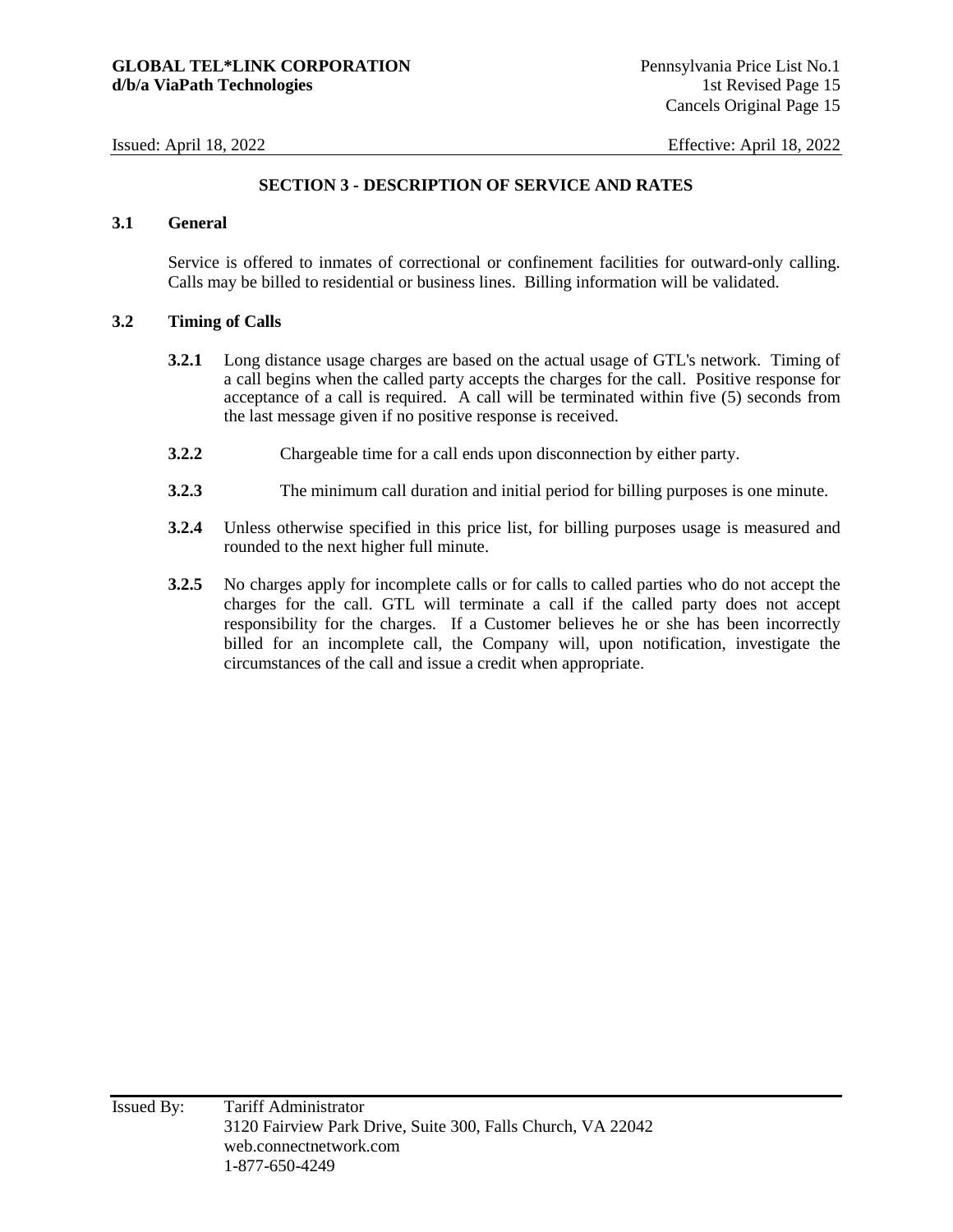## SECTION 3 - DESCRIPTION OF SERVICE AND RATES

### 3.1 General

Service is offered to inmates of correctional or confinement facilities for outward-only calling. Calls may be billed to residential or business lines. Billing information will be validated.

### 3.2 Timing of Calls

**3.2.1** Long distance usage charges are based on the actual usage of GTL's network. Timing of a call begins when the called party accepts the charges for the call. Positive response for acceptance of a call is required. A call will be terminated within five (5) seconds from the last message given if no positive response is received.

**3.2.2** Chargeable time for a call ends upon disconnection by either party.

**3.2.3** The minimum call duration and initial period for billing purposes is one minute.

**3.2.4** Unless otherwise specified in this price list, for billing purposes usage is measured and rounded to the next higher full minute.

**3.2.5** No charges apply for incomplete calls or for calls to called parties who do not accept the charges for the call. GTL will terminate a call if the called party does not accept responsibility for the charges. If a Customer believes he or she has been incorrectly billed for an incomplete call, the Company will, upon notification, investigate the circumstances of the call and issue a credit when appropriate.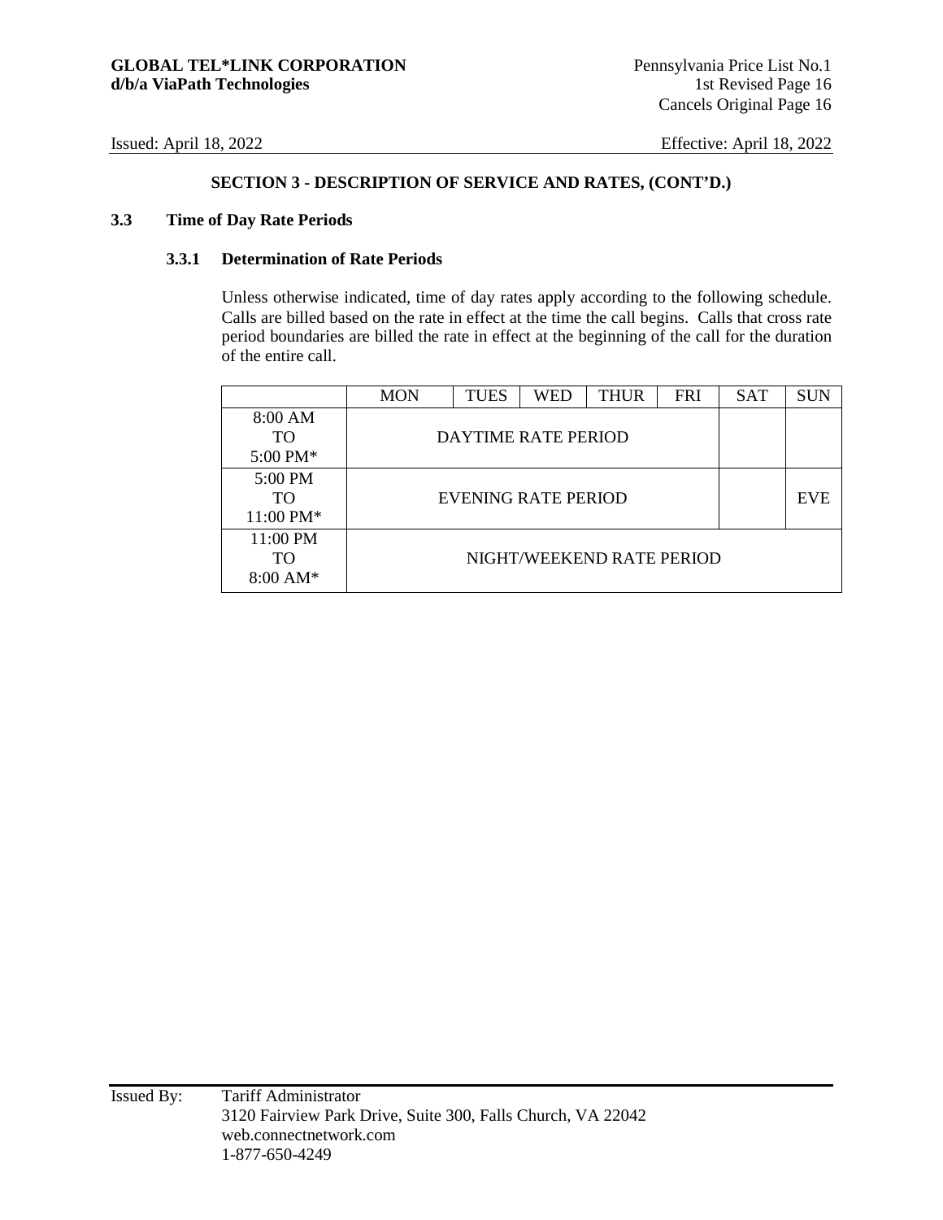## SECTION 3 - DESCRIPTION OF SERVICE AND RATES, (CONT'D.)

### 3.3 Time of Day Rate Periods

#### 3.3.1 Determination of Rate Periods

Unless otherwise indicated, time of day rates apply according to the following schedule. Calls are billed based on the rate in effect at the time the call begins. Calls that cross rate period boundaries are billed the rate in effect at the beginning of the call for the duration of the entire call.

| | MON | TUES | WED | THUR | FRI | SAT | SUN |
|---|---|---|---|---|---|---|---|
| 8:00 AM TO 5:00 PM* | DAYTIME RATE PERIOD | | | | | | |
| 5:00 PM TO 11:00 PM* | EVENING RATE PERIOD | | | | | | EVE |
| 11:00 PM TO 8:00 AM* | NIGHT/WEEKEND RATE PERIOD | | | | | | |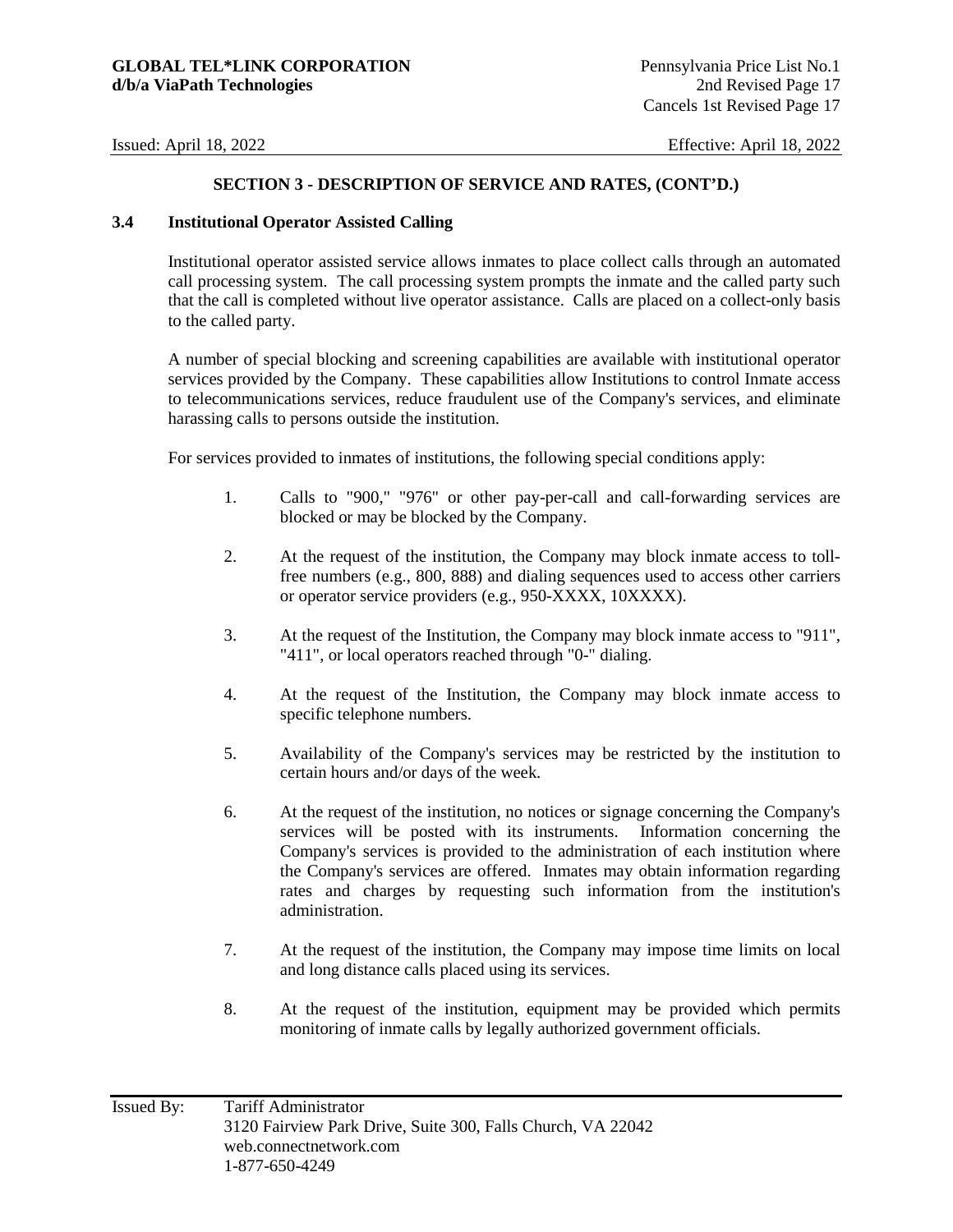## SECTION 3 - DESCRIPTION OF SERVICE AND RATES, (CONT'D.)

### 3.4 Institutional Operator Assisted Calling

Institutional operator assisted service allows inmates to place collect calls through an automated call processing system. The call processing system prompts the inmate and the called party such that the call is completed without live operator assistance. Calls are placed on a collect-only basis to the called party.

A number of special blocking and screening capabilities are available with institutional operator services provided by the Company. These capabilities allow Institutions to control Inmate access to telecommunications services, reduce fraudulent use of the Company's services, and eliminate harassing calls to persons outside the institution.

For services provided to inmates of institutions, the following special conditions apply:

1. Calls to "900," "976" or other pay-per-call and call-forwarding services are blocked or may be blocked by the Company.
2. At the request of the institution, the Company may block inmate access to toll-free numbers (e.g., 800, 888) and dialing sequences used to access other carriers or operator service providers (e.g., 950-XXXX, 10XXXX).
3. At the request of the Institution, the Company may block inmate access to "911", "411", or local operators reached through "0-" dialing.
4. At the request of the Institution, the Company may block inmate access to specific telephone numbers.
5. Availability of the Company's services may be restricted by the institution to certain hours and/or days of the week.
6. At the request of the institution, no notices or signage concerning the Company's services will be posted with its instruments. Information concerning the Company's services is provided to the administration of each institution where the Company's services are offered. Inmates may obtain information regarding rates and charges by requesting such information from the institution's administration.
7. At the request of the institution, the Company may impose time limits on local and long distance calls placed using its services.
8. At the request of the institution, equipment may be provided which permits monitoring of inmate calls by legally authorized government officials.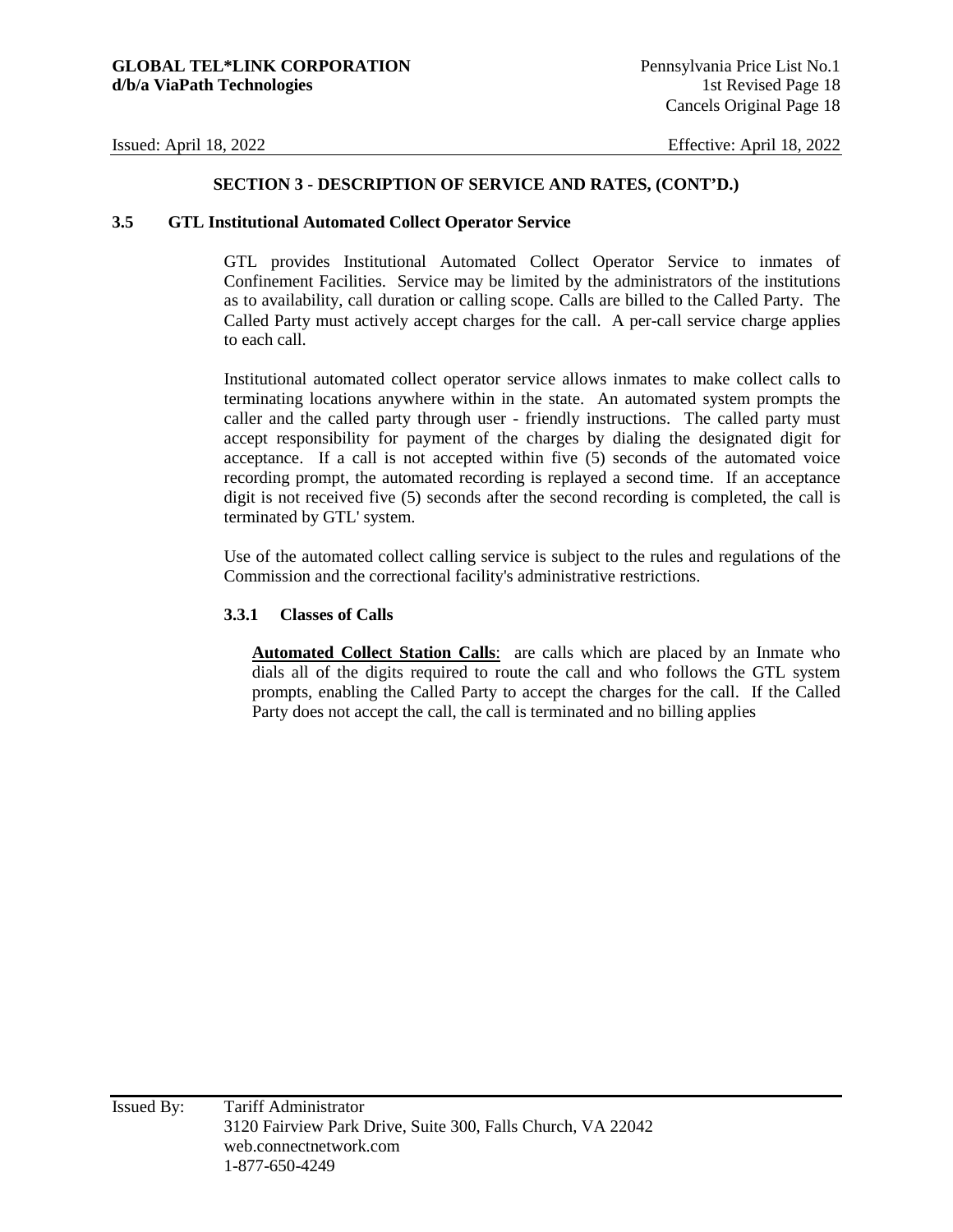## SECTION 3 - DESCRIPTION OF SERVICE AND RATES, (CONT'D.)

### 3.5 GTL Institutional Automated Collect Operator Service

GTL provides Institutional Automated Collect Operator Service to inmates of Confinement Facilities. Service may be limited by the administrators of the institutions as to availability, call duration or calling scope. Calls are billed to the Called Party. The Called Party must actively accept charges for the call. A per-call service charge applies to each call.

Institutional automated collect operator service allows inmates to make collect calls to terminating locations anywhere within in the state. An automated system prompts the caller and the called party through user - friendly instructions. The called party must accept responsibility for payment of the charges by dialing the designated digit for acceptance. If a call is not accepted within five (5) seconds of the automated voice recording prompt, the automated recording is replayed a second time. If an acceptance digit is not received five (5) seconds after the second recording is completed, the call is terminated by GTL' system.

Use of the automated collect calling service is subject to the rules and regulations of the Commission and the correctional facility's administrative restrictions.

#### 3.3.1 Classes of Calls

**Automated Collect Station Calls**: are calls which are placed by an Inmate who dials all of the digits required to route the call and who follows the GTL system prompts, enabling the Called Party to accept the charges for the call. If the Called Party does not accept the call, the call is terminated and no billing applies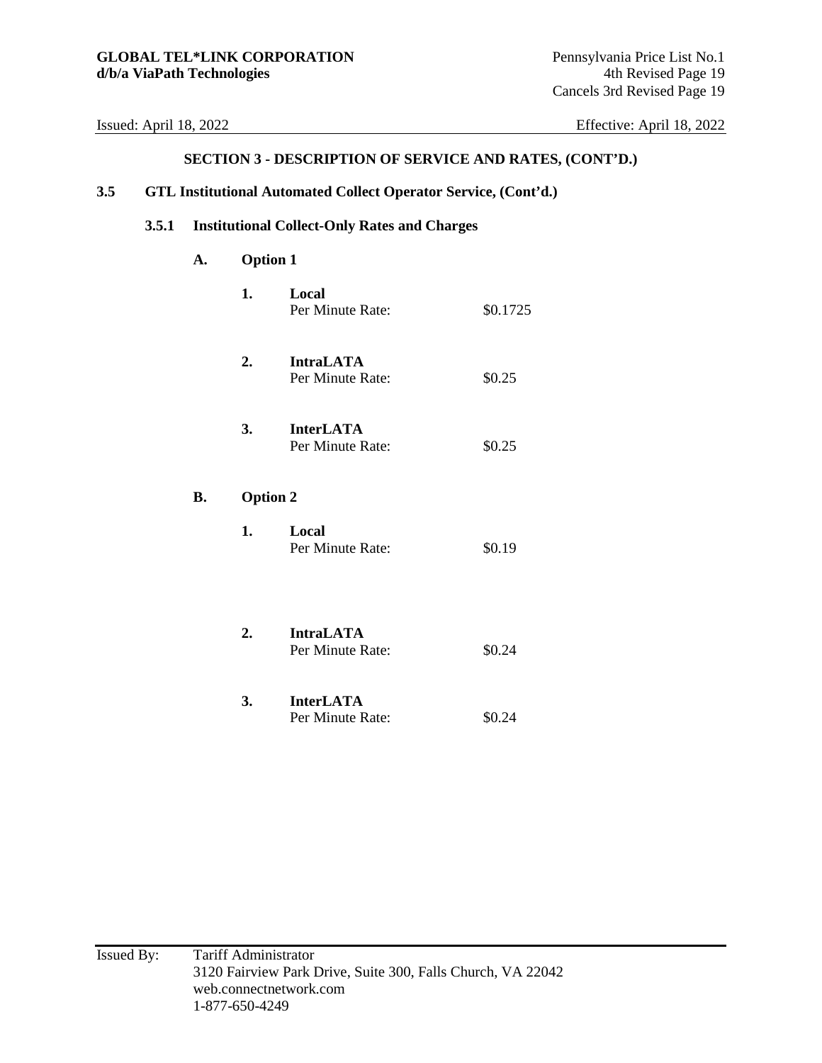## SECTION 3 - DESCRIPTION OF SERVICE AND RATES, (CONT'D.)

### 3.5 GTL Institutional Automated Collect Operator Service, (Cont'd.)

#### 3.5.1 Institutional Collect-Only Rates and Charges

**A. Option 1**

1. **Local**
   Per Minute Rate: $0.1725

2. **IntraLATA**
   Per Minute Rate: $0.25

3. **InterLATA**
   Per Minute Rate: $0.25

**B. Option 2**

1. **Local**
   Per Minute Rate: $0.19

2. **IntraLATA**
   Per Minute Rate: $0.24

3. **InterLATA**
   Per Minute Rate: $0.24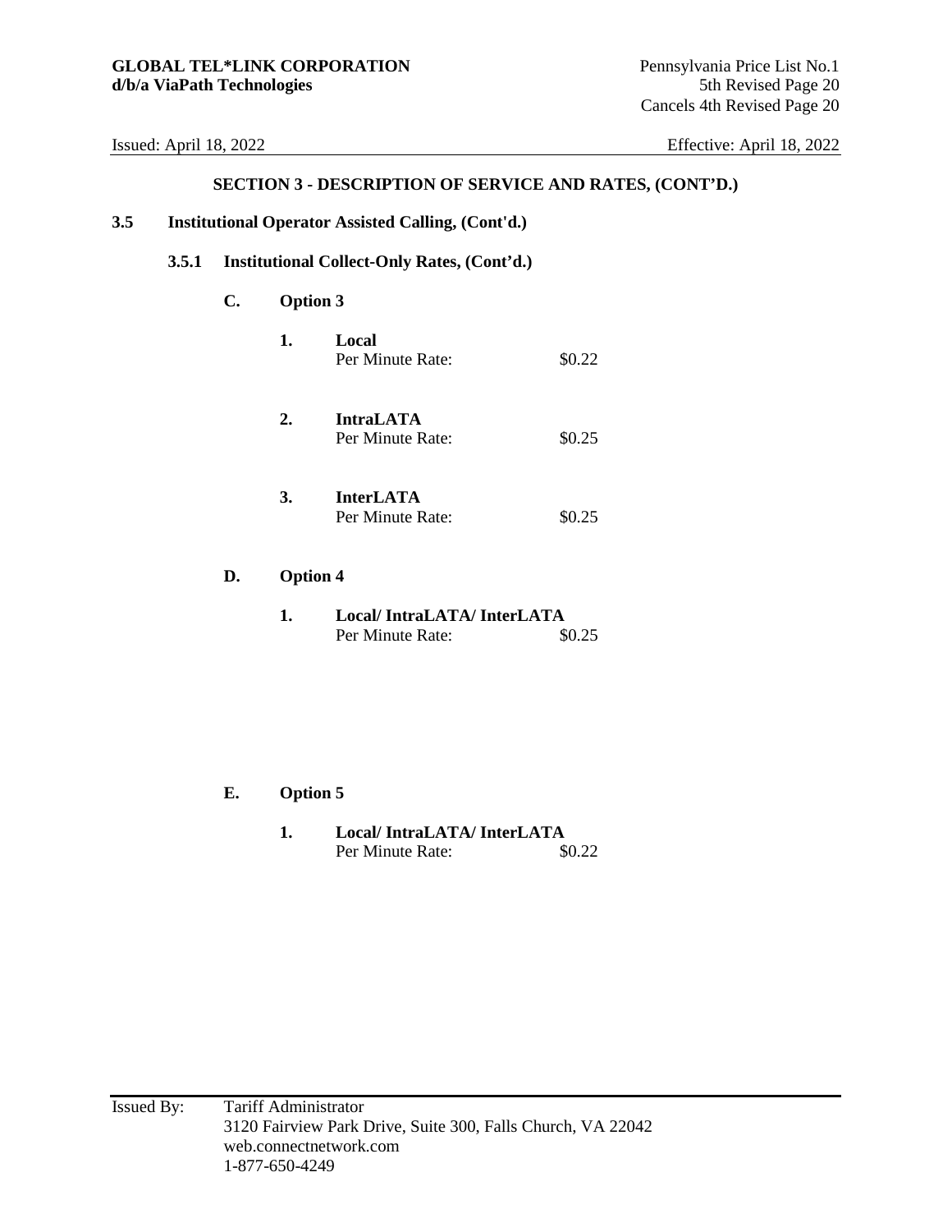## SECTION 3 - DESCRIPTION OF SERVICE AND RATES, (CONT'D.)

### 3.5 Institutional Operator Assisted Calling, (Cont'd.)

#### 3.5.1 Institutional Collect-Only Rates, (Cont'd.)

**C. Option 3**

1. **Local**
   Per Minute Rate: $0.22

2. **IntraLATA**
   Per Minute Rate: $0.25

3. **InterLATA**
   Per Minute Rate: $0.25

**D. Option 4**

1. **Local/ IntraLATA/ InterLATA**
   Per Minute Rate: $0.25

**E. Option 5**

1. **Local/ IntraLATA/ InterLATA**
   Per Minute Rate: $0.22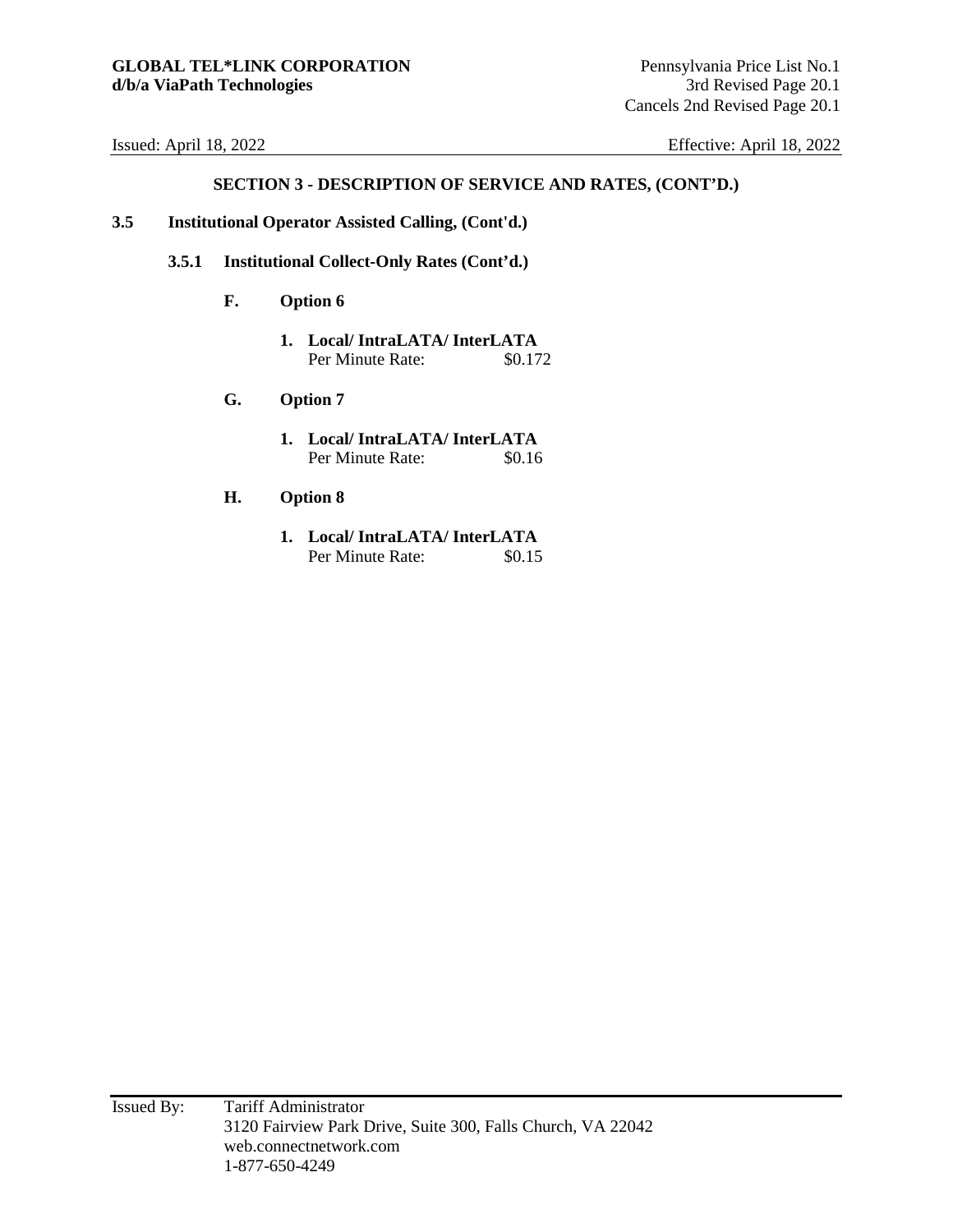## SECTION 3 - DESCRIPTION OF SERVICE AND RATES, (CONT'D.)

### 3.5 Institutional Operator Assisted Calling, (Cont'd.)

#### 3.5.1 Institutional Collect-Only Rates (Cont'd.)

**F. Option 6**

1. **Local/ IntraLATA/ InterLATA**
   Per Minute Rate: $0.172

**G. Option 7**

1. **Local/ IntraLATA/ InterLATA**
   Per Minute Rate: $0.16

**H. Option 8**

1. **Local/ IntraLATA/ InterLATA**
   Per Minute Rate: $0.15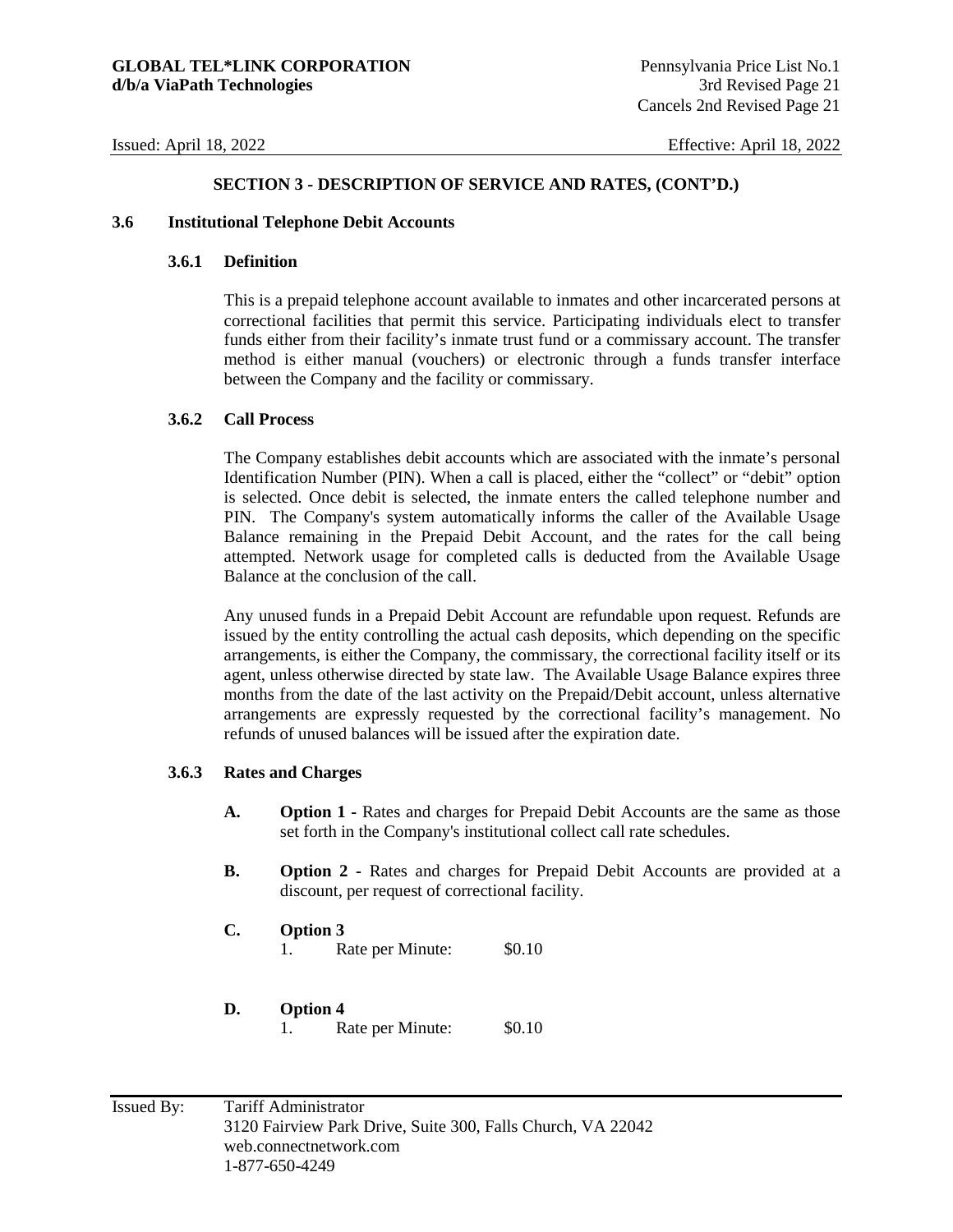## SECTION 3 - DESCRIPTION OF SERVICE AND RATES, (CONT'D.)

### 3.6 Institutional Telephone Debit Accounts

#### 3.6.1 Definition

This is a prepaid telephone account available to inmates and other incarcerated persons at correctional facilities that permit this service. Participating individuals elect to transfer funds either from their facility's inmate trust fund or a commissary account. The transfer method is either manual (vouchers) or electronic through a funds transfer interface between the Company and the facility or commissary.

#### 3.6.2 Call Process

The Company establishes debit accounts which are associated with the inmate's personal Identification Number (PIN). When a call is placed, either the "collect" or "debit" option is selected. Once debit is selected, the inmate enters the called telephone number and PIN. The Company's system automatically informs the caller of the Available Usage Balance remaining in the Prepaid Debit Account, and the rates for the call being attempted. Network usage for completed calls is deducted from the Available Usage Balance at the conclusion of the call.

Any unused funds in a Prepaid Debit Account are refundable upon request. Refunds are issued by the entity controlling the actual cash deposits, which depending on the specific arrangements, is either the Company, the commissary, the correctional facility itself or its agent, unless otherwise directed by state law. The Available Usage Balance expires three months from the date of the last activity on the Prepaid/Debit account, unless alternative arrangements are expressly requested by the correctional facility's management. No refunds of unused balances will be issued after the expiration date.

#### 3.6.3 Rates and Charges

**A. Option 1** - Rates and charges for Prepaid Debit Accounts are the same as those set forth in the Company's institutional collect call rate schedules.

**B. Option 2** - Rates and charges for Prepaid Debit Accounts are provided at a discount, per request of correctional facility.

**C. Option 3**

1. Rate per Minute: $0.10

**D. Option 4**

1. Rate per Minute: $0.10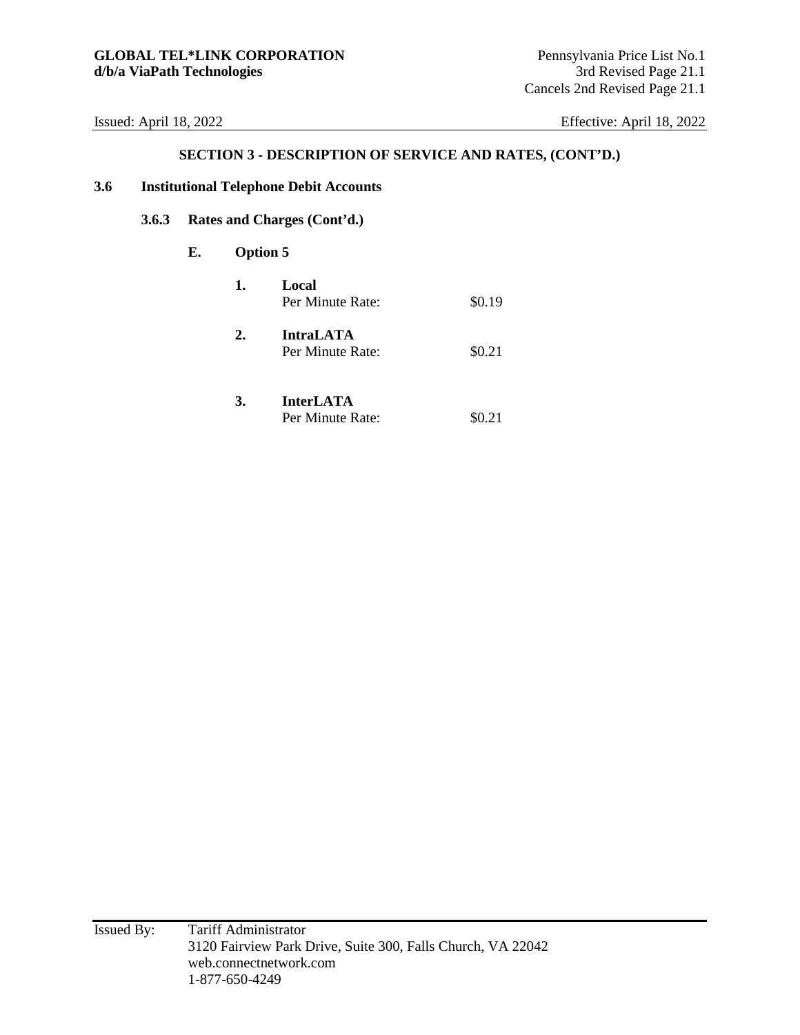**GLOBAL TEL*LINK CORPORATION**
**d/b/a ViaPath Technologies**

Pennsylvania Price List No.1
3rd Revised Page 21.1
Cancels 2nd Revised Page 21.1

Issued: April 18, 2022 Effective: April 18, 2022

## SECTION 3 - DESCRIPTION OF SERVICE AND RATES, (CONT'D.)

### 3.6 Institutional Telephone Debit Accounts

#### 3.6.3 Rates and Charges (Cont'd.)

**E. Option 5**

1. **Local**
   Per Minute Rate: $0.19

2. **IntraLATA**
   Per Minute Rate: $0.21

3. **InterLATA**
   Per Minute Rate: $0.21

Issued By: Tariff Administrator
3120 Fairview Park Drive, Suite 300, Falls Church, VA 22042
web.connectnetwork.com
1-877-650-4249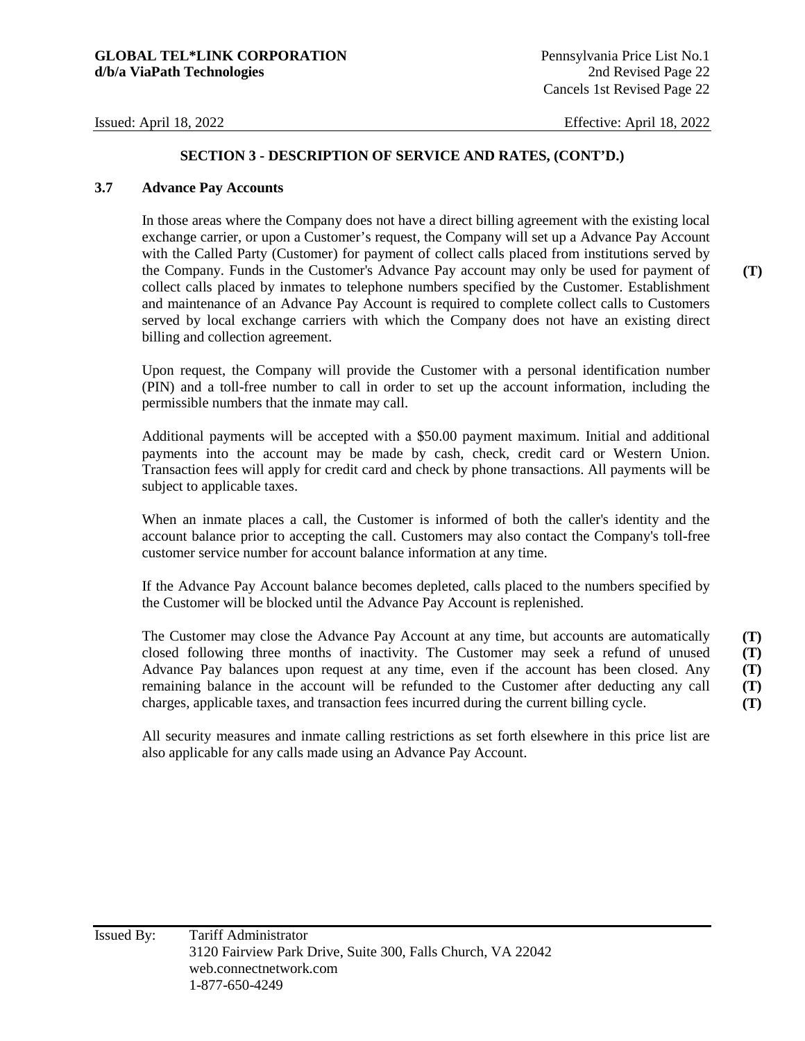## SECTION 3 - DESCRIPTION OF SERVICE AND RATES, (CONT'D.)

### 3.7 Advance Pay Accounts

In those areas where the Company does not have a direct billing agreement with the existing local exchange carrier, or upon a Customer's request, the Company will set up a Advance Pay Account with the Called Party (Customer) for payment of collect calls placed from institutions served by the Company. Funds in the Customer's Advance Pay account may only be used for payment of collect calls placed by inmates to telephone numbers specified by the Customer. Establishment and maintenance of an Advance Pay Account is required to complete collect calls to Customers served by local exchange carriers with which the Company does not have an existing direct billing and collection agreement. **(T)**

Upon request, the Company will provide the Customer with a personal identification number (PIN) and a toll-free number to call in order to set up the account information, including the permissible numbers that the inmate may call.

Additional payments will be accepted with a $50.00 payment maximum. Initial and additional payments into the account may be made by cash, check, credit card or Western Union. Transaction fees will apply for credit card and check by phone transactions. All payments will be subject to applicable taxes.

When an inmate places a call, the Customer is informed of both the caller's identity and the account balance prior to accepting the call. Customers may also contact the Company's toll-free customer service number for account balance information at any time.

If the Advance Pay Account balance becomes depleted, calls placed to the numbers specified by the Customer will be blocked until the Advance Pay Account is replenished.

The Customer may close the Advance Pay Account at any time, but accounts are automatically closed following three months of inactivity. The Customer may seek a refund of unused Advance Pay balances upon request at any time, even if the account has been closed. Any remaining balance in the account will be refunded to the Customer after deducting any call charges, applicable taxes, and transaction fees incurred during the current billing cycle. **(T)**

All security measures and inmate calling restrictions as set forth elsewhere in this price list are also applicable for any calls made using an Advance Pay Account.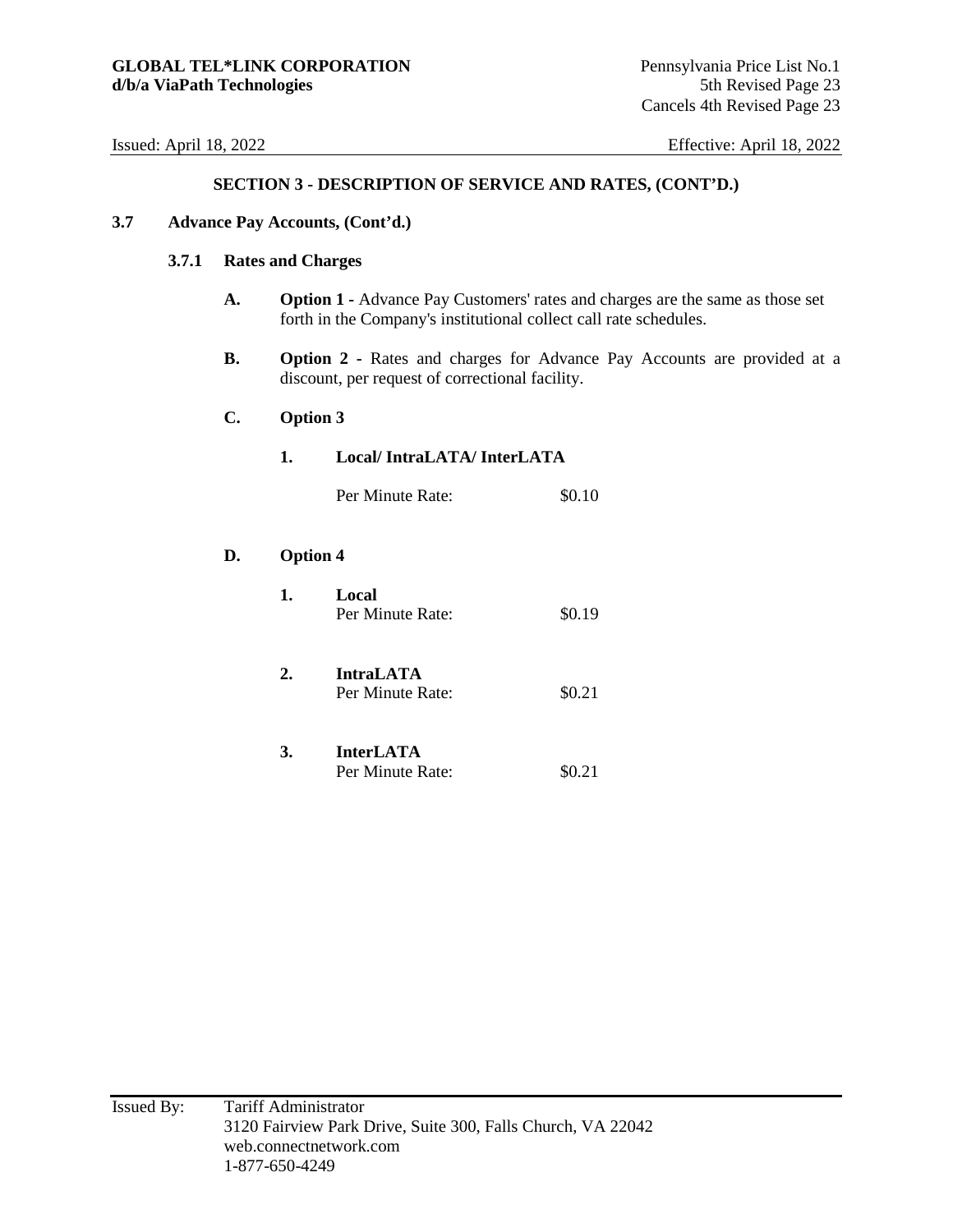## SECTION 3 - DESCRIPTION OF SERVICE AND RATES, (CONT'D.)

### 3.7 Advance Pay Accounts, (Cont'd.)

#### 3.7.1 Rates and Charges

**A.** **Option 1 -** Advance Pay Customers' rates and charges are the same as those set forth in the Company's institutional collect call rate schedules.

**B.** **Option 2 -** Rates and charges for Advance Pay Accounts are provided at a discount, per request of correctional facility.

**C.** **Option 3**

**1.** **Local/ IntraLATA/ InterLATA**

Per Minute Rate: $0.10

**D.** **Option 4**

**1.** **Local**
Per Minute Rate: $0.19

**2.** **IntraLATA**
Per Minute Rate: $0.21

**3.** **InterLATA**
Per Minute Rate: $0.21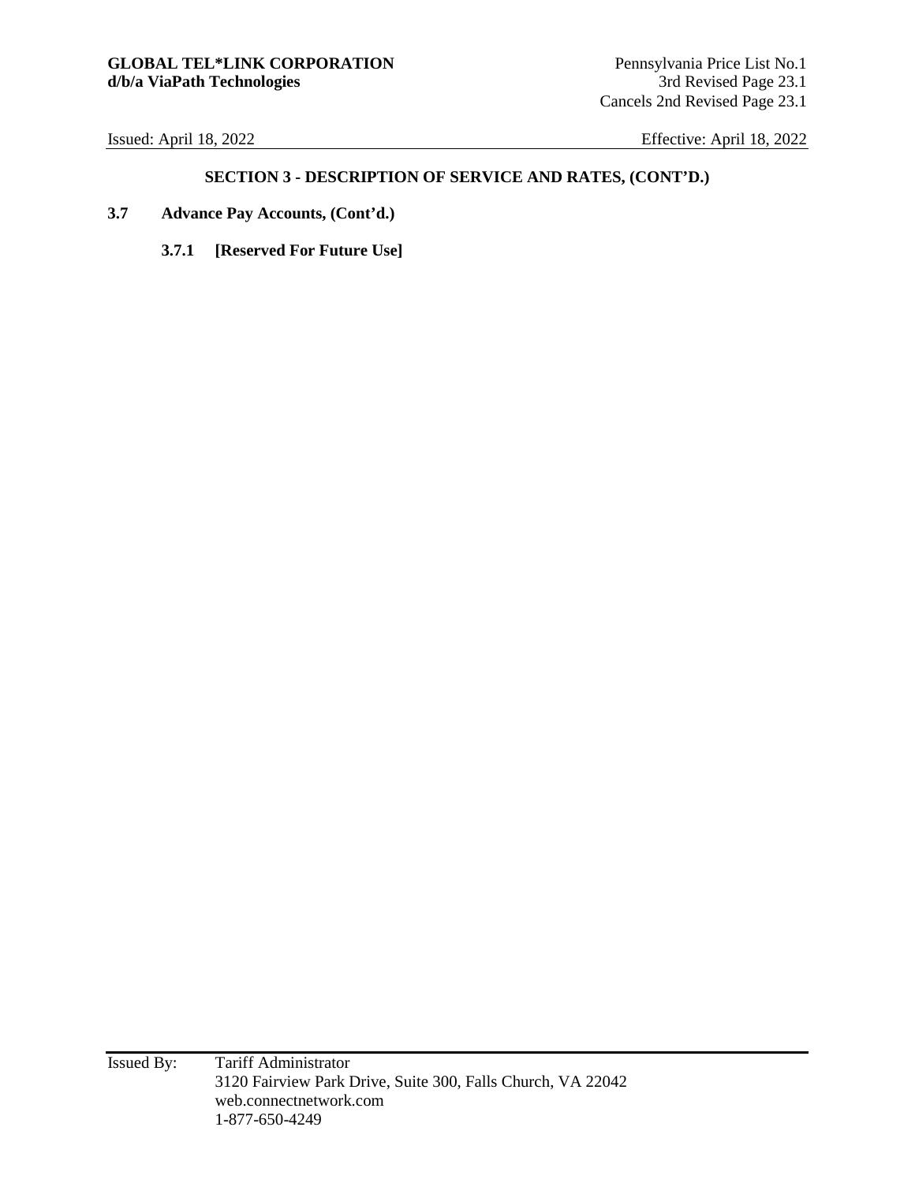## SECTION 3 - DESCRIPTION OF SERVICE AND RATES, (CONT'D.)

**3.7 Advance Pay Accounts, (Cont'd.)**

**3.7.1 [Reserved For Future Use]**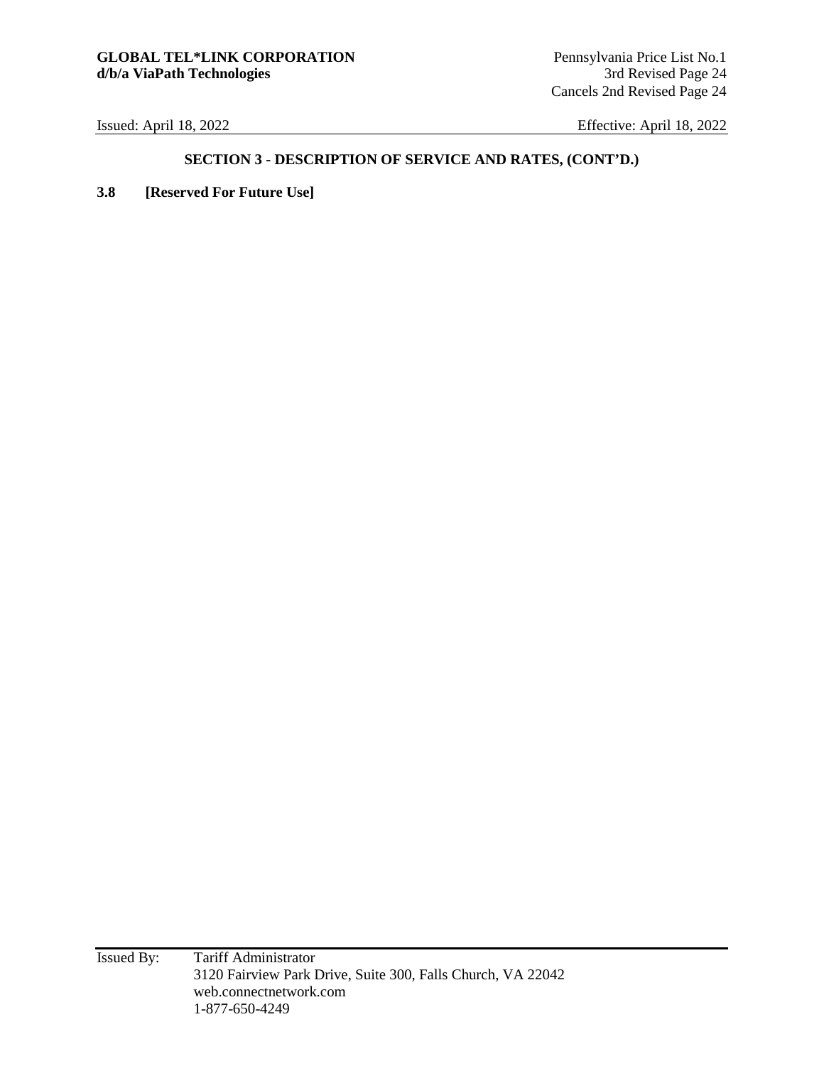## SECTION 3 - DESCRIPTION OF SERVICE AND RATES, (CONT'D.)

**3.8 [Reserved For Future Use]**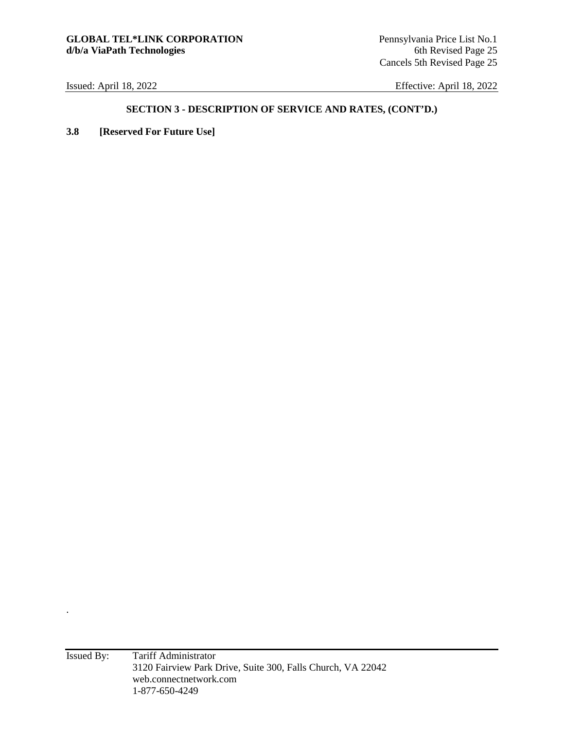## SECTION 3 - DESCRIPTION OF SERVICE AND RATES, (CONT'D.)

**3.8 [Reserved For Future Use]**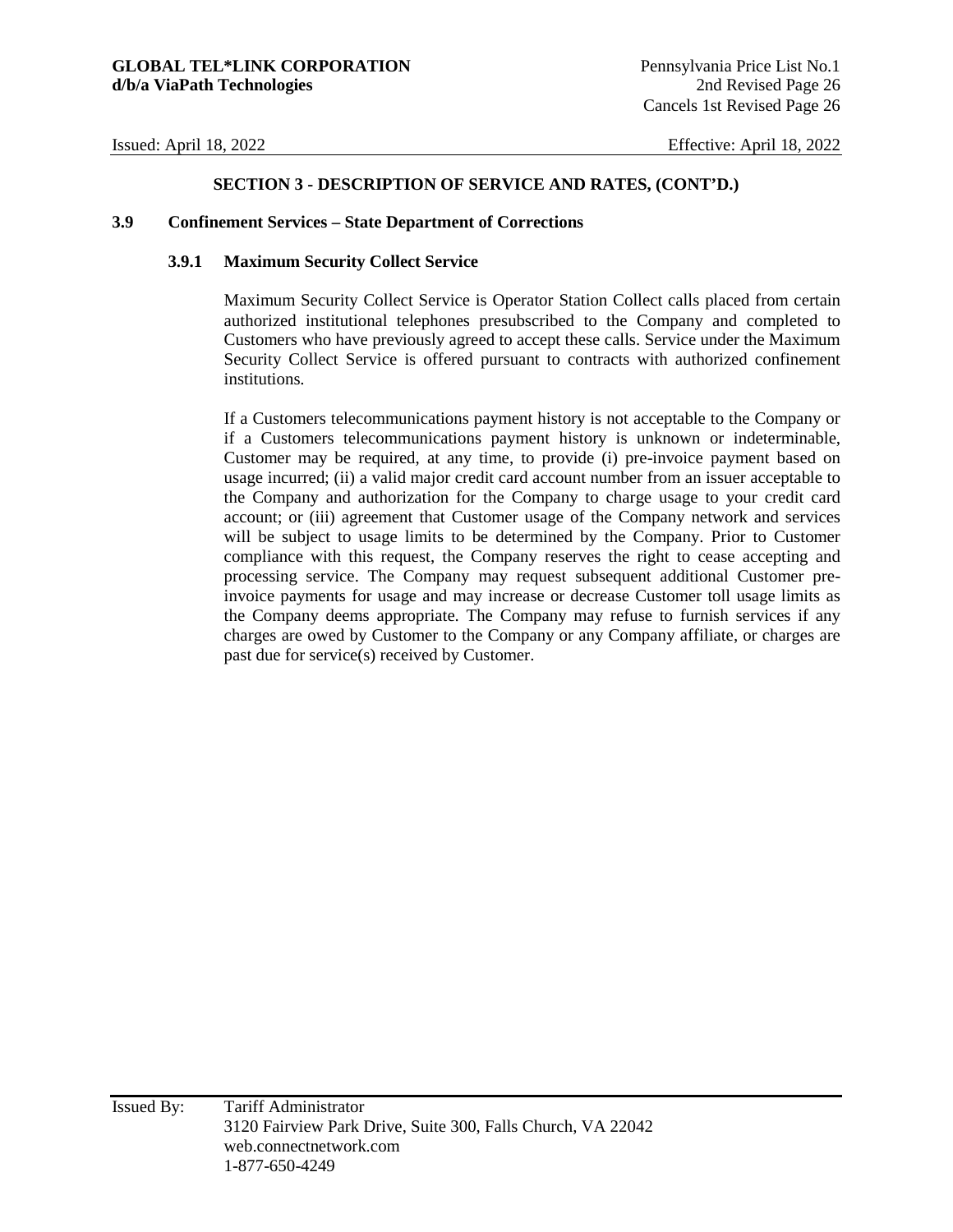## SECTION 3 - DESCRIPTION OF SERVICE AND RATES, (CONT'D.)

### 3.9 Confinement Services – State Department of Corrections

#### 3.9.1 Maximum Security Collect Service

Maximum Security Collect Service is Operator Station Collect calls placed from certain authorized institutional telephones presubscribed to the Company and completed to Customers who have previously agreed to accept these calls. Service under the Maximum Security Collect Service is offered pursuant to contracts with authorized confinement institutions.

If a Customers telecommunications payment history is not acceptable to the Company or if a Customers telecommunications payment history is unknown or indeterminable, Customer may be required, at any time, to provide (i) pre-invoice payment based on usage incurred; (ii) a valid major credit card account number from an issuer acceptable to the Company and authorization for the Company to charge usage to your credit card account; or (iii) agreement that Customer usage of the Company network and services will be subject to usage limits to be determined by the Company. Prior to Customer compliance with this request, the Company reserves the right to cease accepting and processing service. The Company may request subsequent additional Customer pre-invoice payments for usage and may increase or decrease Customer toll usage limits as the Company deems appropriate. The Company may refuse to furnish services if any charges are owed by Customer to the Company or any Company affiliate, or charges are past due for service(s) received by Customer.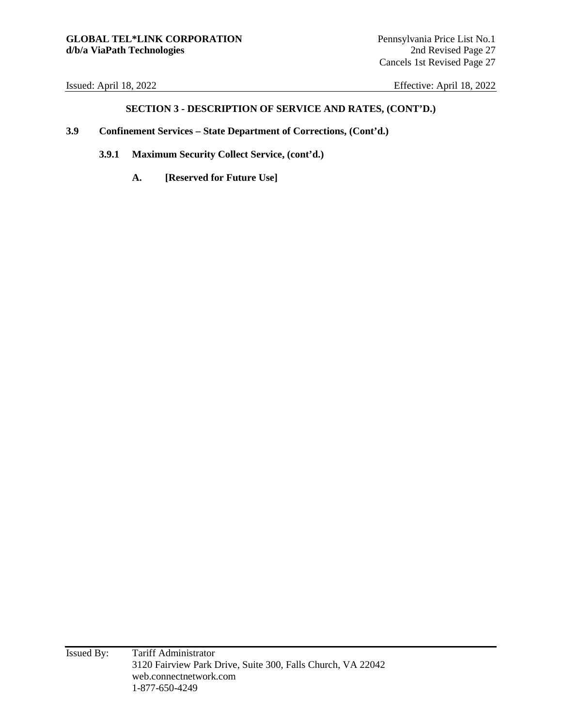## SECTION 3 - DESCRIPTION OF SERVICE AND RATES, (CONT'D.)

### 3.9 Confinement Services – State Department of Corrections, (Cont'd.)

#### 3.9.1 Maximum Security Collect Service, (cont'd.)

**A. [Reserved for Future Use]**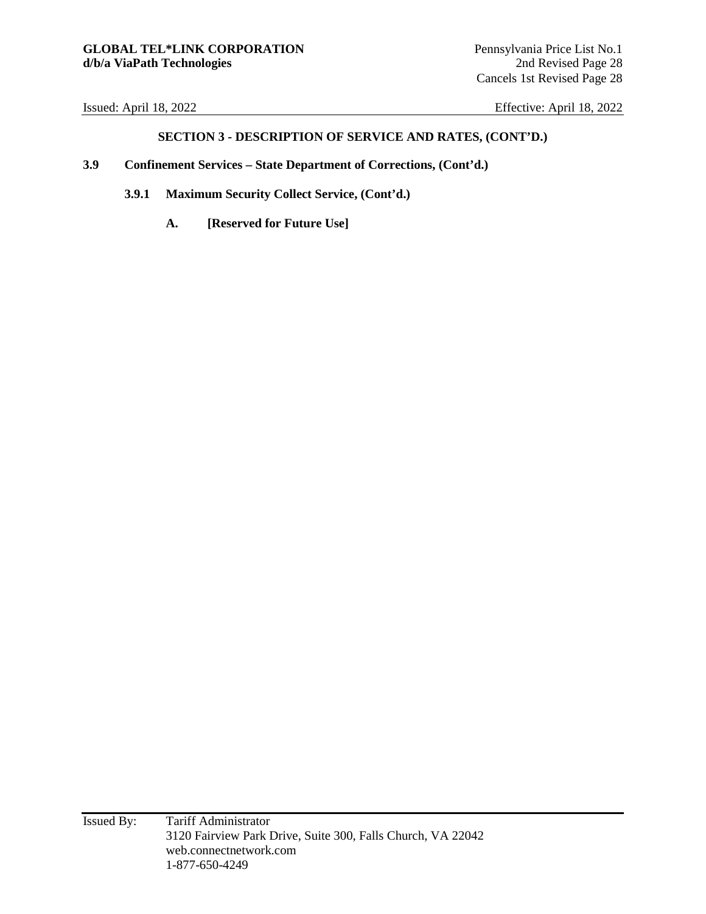**GLOBAL TEL*LINK CORPORATION**
**d/b/a ViaPath Technologies**

Pennsylvania Price List No.1
2nd Revised Page 28
Cancels 1st Revised Page 28

Issued: April 18, 2022 Effective: April 18, 2022

## SECTION 3 - DESCRIPTION OF SERVICE AND RATES, (CONT'D.)

### 3.9 Confinement Services – State Department of Corrections, (Cont'd.)

#### 3.9.1 Maximum Security Collect Service, (Cont'd.)

**A. [Reserved for Future Use]**

Issued By: Tariff Administrator
3120 Fairview Park Drive, Suite 300, Falls Church, VA 22042
web.connectnetwork.com
1-877-650-4249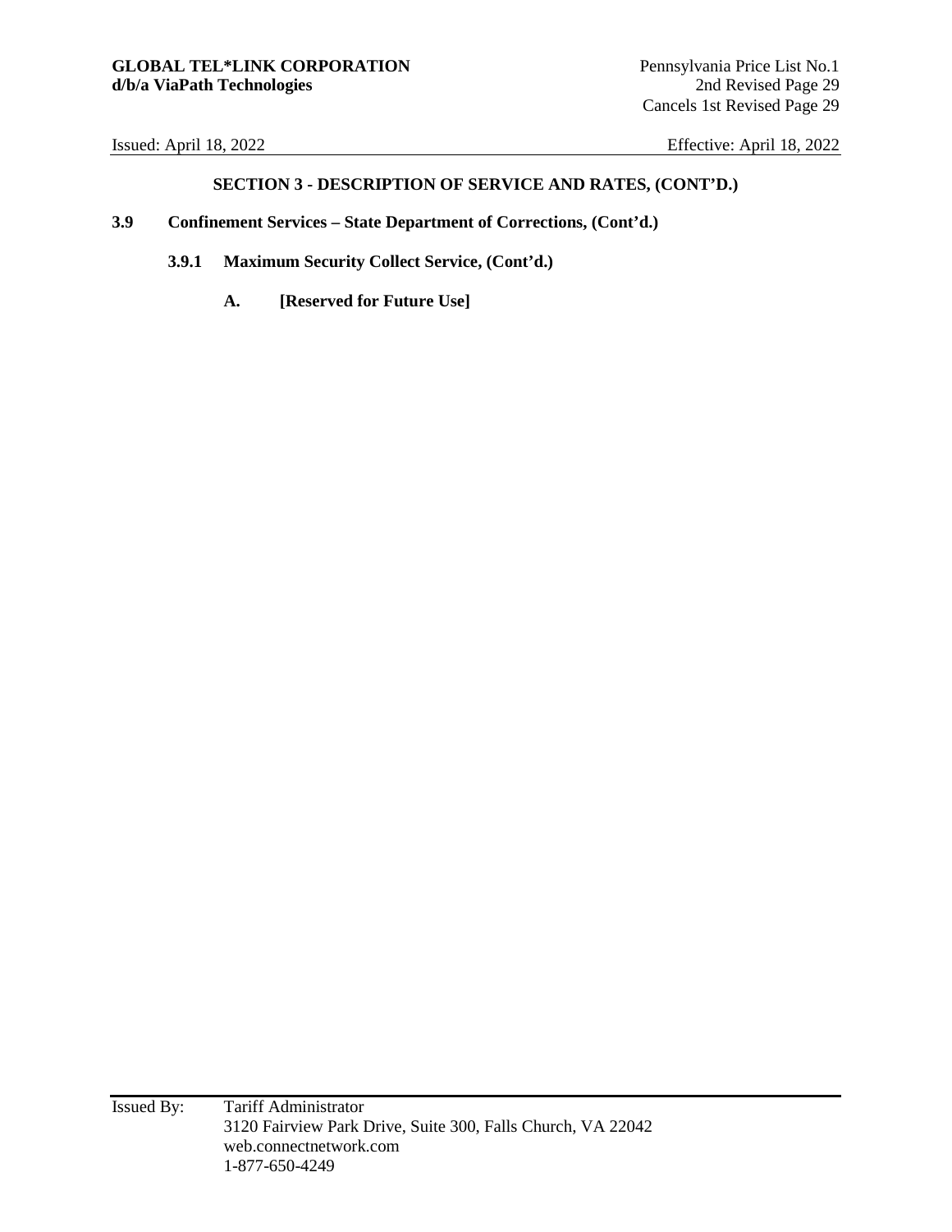## SECTION 3 - DESCRIPTION OF SERVICE AND RATES, (CONT'D.)

### 3.9 Confinement Services – State Department of Corrections, (Cont'd.)

#### 3.9.1 Maximum Security Collect Service, (Cont'd.)

**A. [Reserved for Future Use]**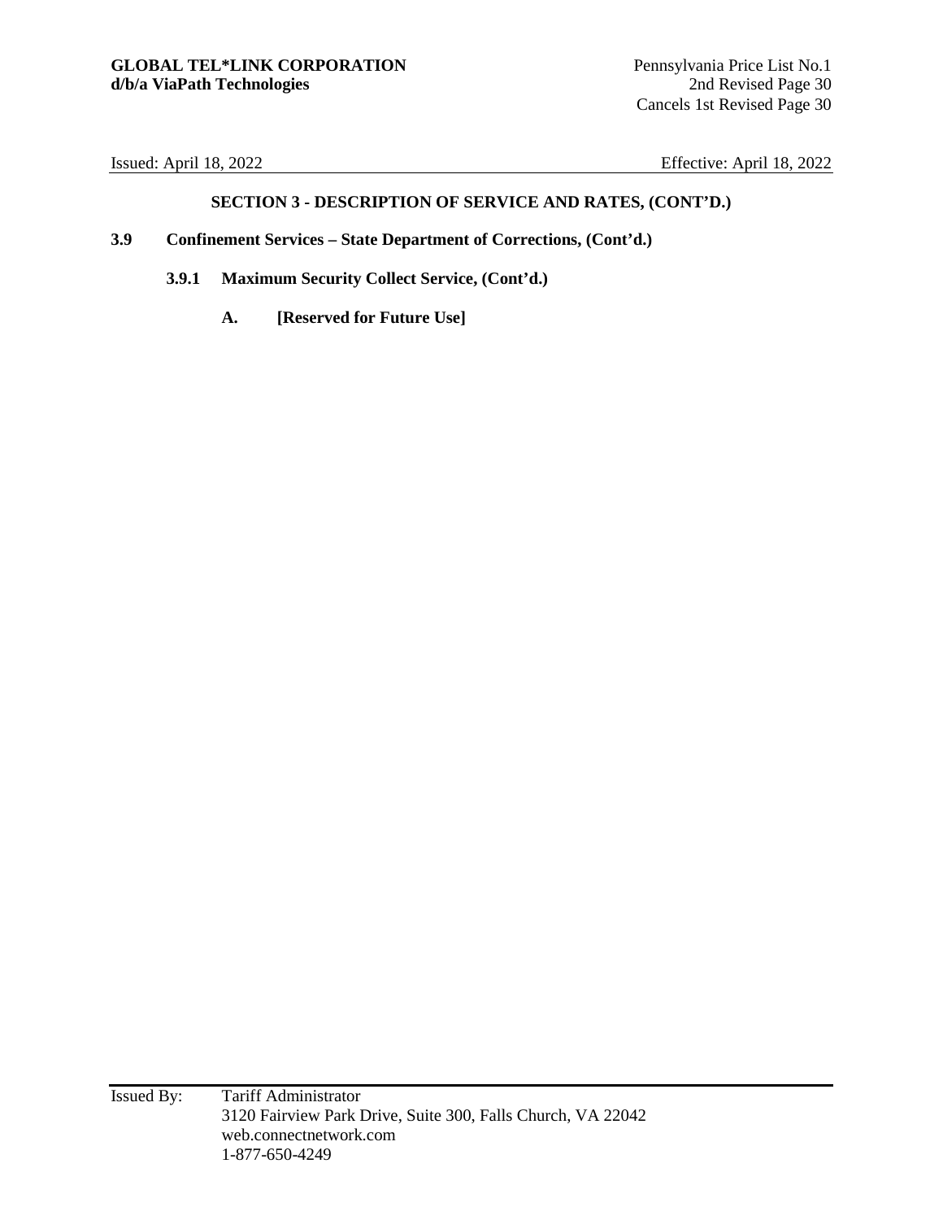## SECTION 3 - DESCRIPTION OF SERVICE AND RATES, (CONT'D.)

### 3.9 Confinement Services – State Department of Corrections, (Cont'd.)

#### 3.9.1 Maximum Security Collect Service, (Cont'd.)

**A. [Reserved for Future Use]**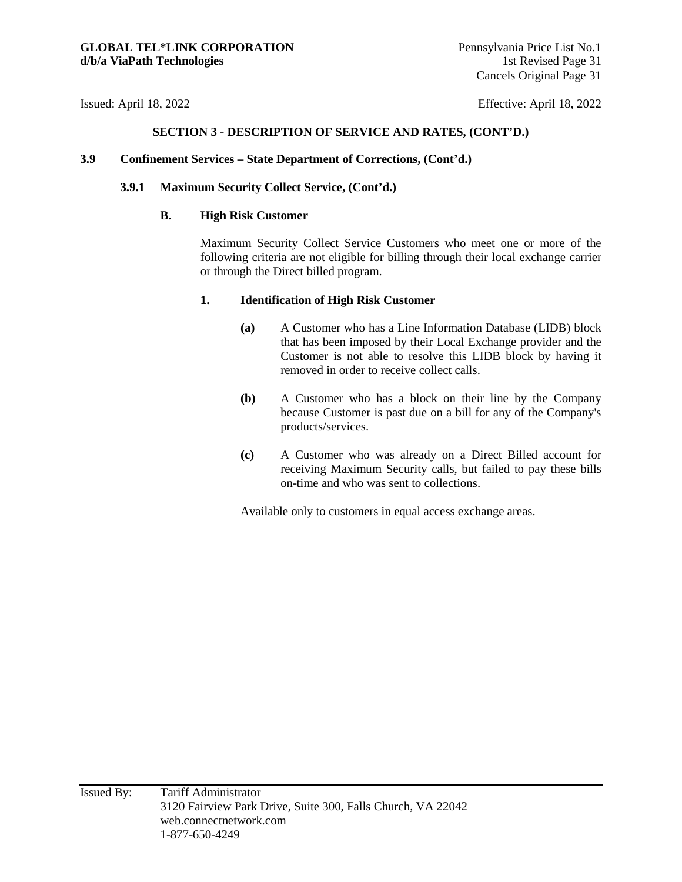## SECTION 3 - DESCRIPTION OF SERVICE AND RATES, (CONT'D.)

### 3.9 Confinement Services – State Department of Corrections, (Cont'd.)

#### 3.9.1 Maximum Security Collect Service, (Cont'd.)

**B. High Risk Customer**

Maximum Security Collect Service Customers who meet one or more of the following criteria are not eligible for billing through their local exchange carrier or through the Direct billed program.

**1. Identification of High Risk Customer**

**(a)** A Customer who has a Line Information Database (LIDB) block that has been imposed by their Local Exchange provider and the Customer is not able to resolve this LIDB block by having it removed in order to receive collect calls.

**(b)** A Customer who has a block on their line by the Company because Customer is past due on a bill for any of the Company's products/services.

**(c)** A Customer who was already on a Direct Billed account for receiving Maximum Security calls, but failed to pay these bills on-time and who was sent to collections.

Available only to customers in equal access exchange areas.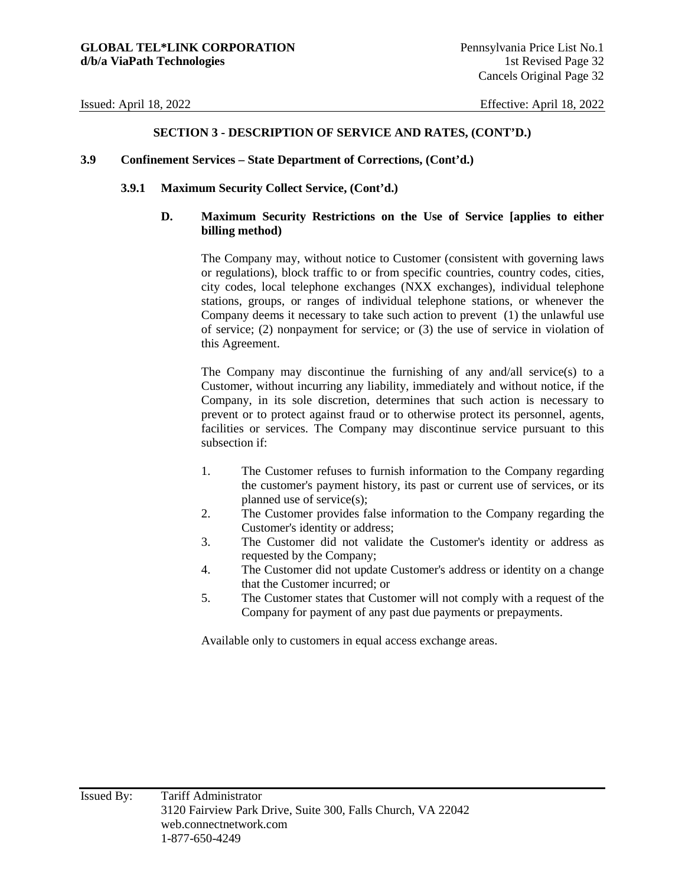## SECTION 3 - DESCRIPTION OF SERVICE AND RATES, (CONT'D.)

### 3.9 Confinement Services – State Department of Corrections, (Cont'd.)

#### 3.9.1 Maximum Security Collect Service, (Cont'd.)

**D. Maximum Security Restrictions on the Use of Service [applies to either billing method)**

The Company may, without notice to Customer (consistent with governing laws or regulations), block traffic to or from specific countries, country codes, cities, city codes, local telephone exchanges (NXX exchanges), individual telephone stations, groups, or ranges of individual telephone stations, or whenever the Company deems it necessary to take such action to prevent (1) the unlawful use of service; (2) nonpayment for service; or (3) the use of service in violation of this Agreement.

The Company may discontinue the furnishing of any and/all service(s) to a Customer, without incurring any liability, immediately and without notice, if the Company, in its sole discretion, determines that such action is necessary to prevent or to protect against fraud or to otherwise protect its personnel, agents, facilities or services. The Company may discontinue service pursuant to this subsection if:

1. The Customer refuses to furnish information to the Company regarding the customer's payment history, its past or current use of services, or its planned use of service(s);
2. The Customer provides false information to the Company regarding the Customer's identity or address;
3. The Customer did not validate the Customer's identity or address as requested by the Company;
4. The Customer did not update Customer's address or identity on a change that the Customer incurred; or
5. The Customer states that Customer will not comply with a request of the Company for payment of any past due payments or prepayments.

Available only to customers in equal access exchange areas.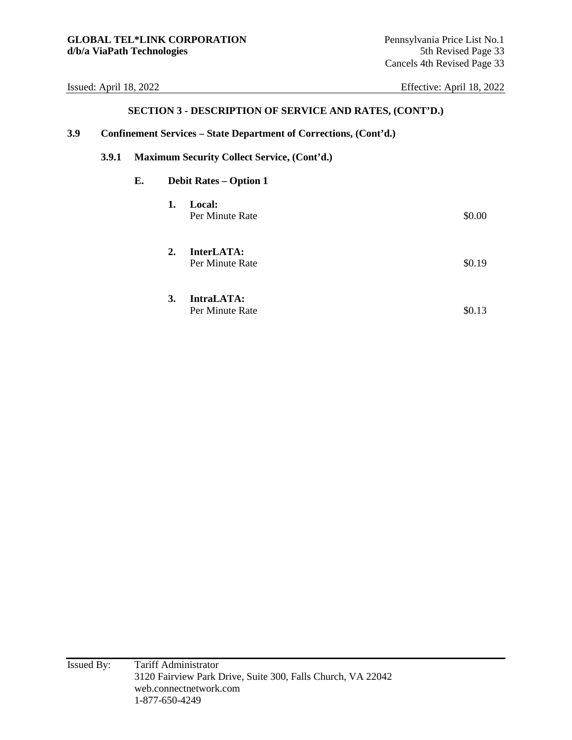## SECTION 3 - DESCRIPTION OF SERVICE AND RATES, (CONT'D.)

### 3.9 Confinement Services – State Department of Corrections, (Cont'd.)

#### 3.9.1 Maximum Security Collect Service, (Cont'd.)

**E. Debit Rates – Option 1**

1. **Local:**
   Per Minute Rate $0.00

2. **InterLATA:**
   Per Minute Rate $0.19

3. **IntraLATA:**
   Per Minute Rate $0.13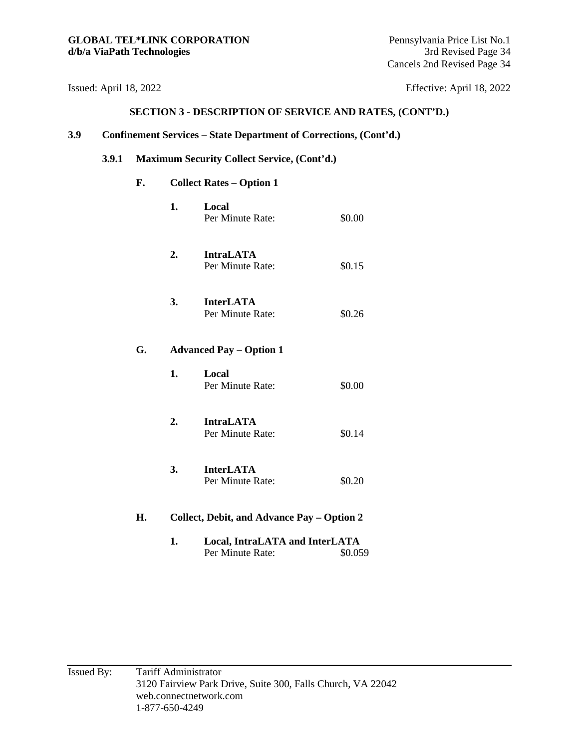## SECTION 3 - DESCRIPTION OF SERVICE AND RATES, (CONT'D.)

### 3.9 Confinement Services – State Department of Corrections, (Cont'd.)

#### 3.9.1 Maximum Security Collect Service, (Cont'd.)

**F. Collect Rates – Option 1**

**1. Local**
Per Minute Rate: $0.00

**2. IntraLATA**
Per Minute Rate: $0.15

**3. InterLATA**
Per Minute Rate: $0.26

**G. Advanced Pay – Option 1**

**1. Local**
Per Minute Rate: $0.00

**2. IntraLATA**
Per Minute Rate: $0.14

**3. InterLATA**
Per Minute Rate: $0.20

**H. Collect, Debit, and Advance Pay – Option 2**

**1. Local, IntraLATA and InterLATA**
Per Minute Rate: $0.059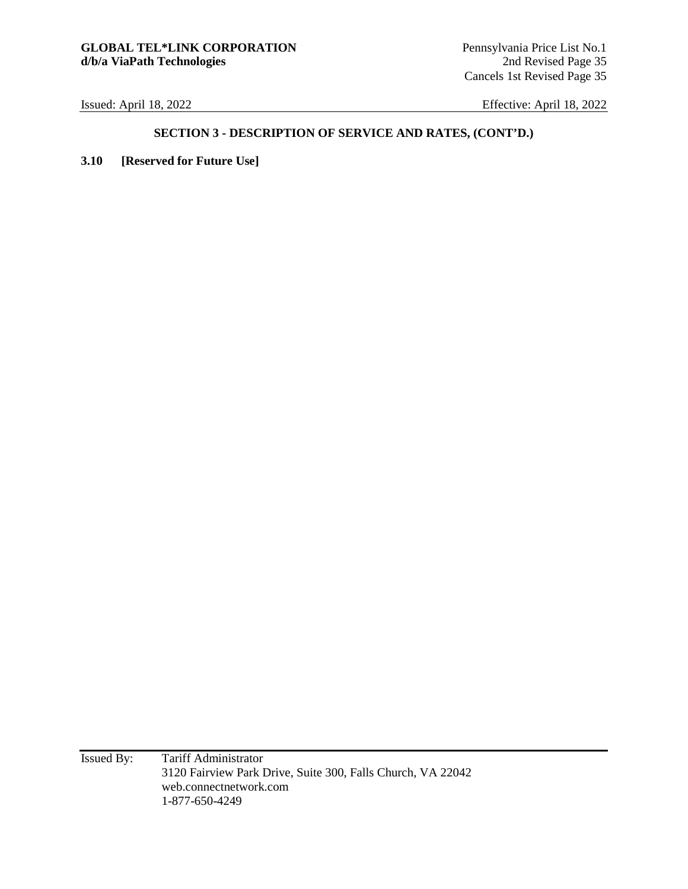## SECTION 3 - DESCRIPTION OF SERVICE AND RATES, (CONT'D.)

### 3.10 [Reserved for Future Use]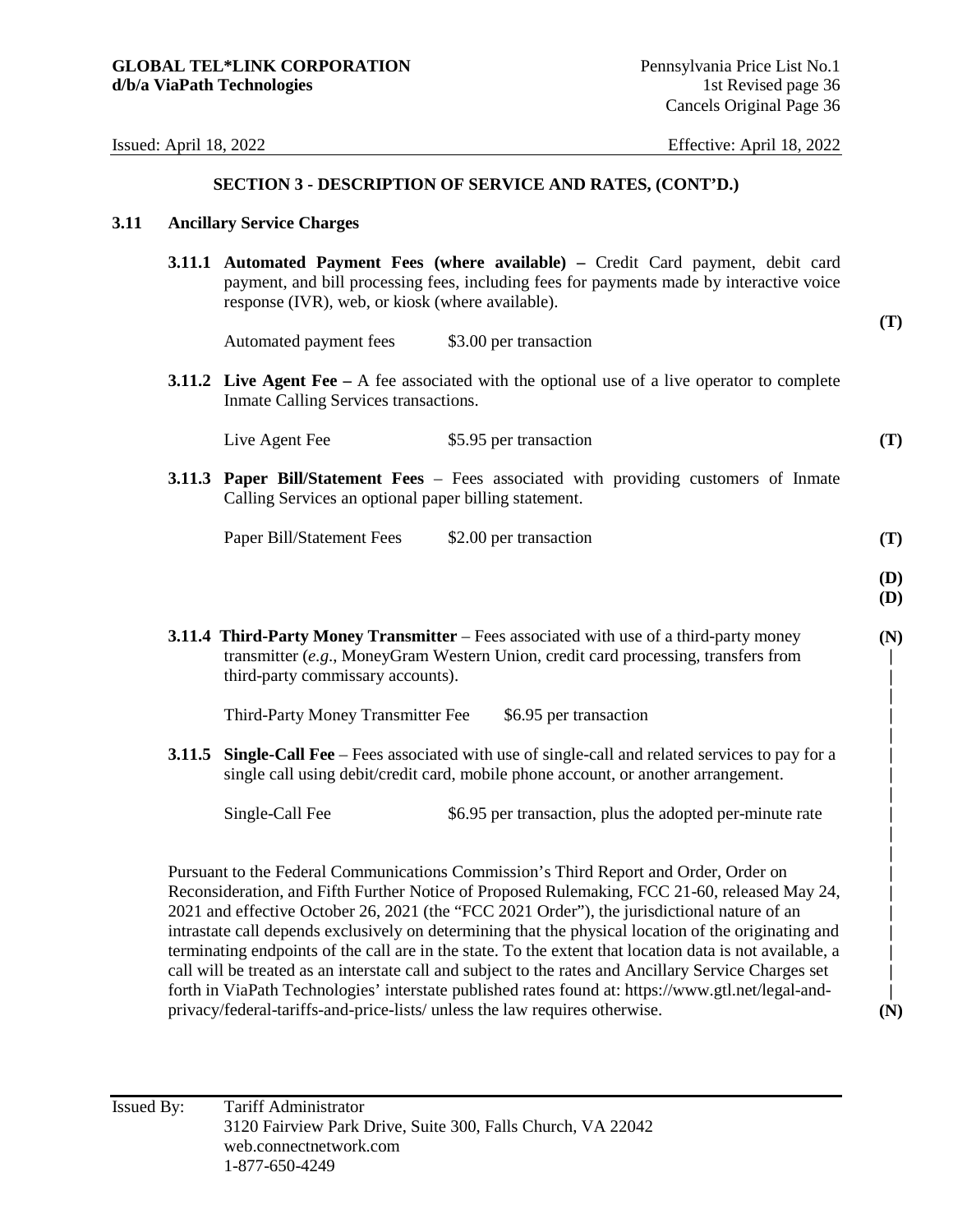**GLOBAL TEL*LINK CORPORATION**
**d/b/a ViaPath Technologies**

Pennsylvania Price List No.1
1st Revised page 36
Cancels Original Page 36

Issued: April 18, 2022 Effective: April 18, 2022

## SECTION 3 - DESCRIPTION OF SERVICE AND RATES, (CONT'D.)

### 3.11 Ancillary Service Charges

**3.11.1 Automated Payment Fees (where available) –** Credit Card payment, debit card payment, and bill processing fees, including fees for payments made by interactive voice response (IVR), web, or kiosk (where available).

| | | |
|---|---|---|
| Automated payment fees | \$3.00 per transaction | (T) |

**3.11.2 Live Agent Fee –** A fee associated with the optional use of a live operator to complete Inmate Calling Services transactions.

| | | |
|---|---|---|
| Live Agent Fee | \$5.95 per transaction | (T) |

**3.11.3 Paper Bill/Statement Fees** – Fees associated with providing customers of Inmate Calling Services an optional paper billing statement.

| | | |
|---|---|---|
| Paper Bill/Statement Fees | \$2.00 per transaction | (T) |

(D)
(D)

**3.11.4 Third-Party Money Transmitter** – Fees associated with use of a third-party money transmitter (*e.g*., MoneyGram Western Union, credit card processing, transfers from third-party commissary accounts). (N)

| | |
|---|---|
| Third-Party Money Transmitter Fee | \$6.95 per transaction |

**3.11.5 Single-Call Fee** – Fees associated with use of single-call and related services to pay for a single call using debit/credit card, mobile phone account, or another arrangement.

| | |
|---|---|
| Single-Call Fee | \$6.95 per transaction, plus the adopted per-minute rate |

Pursuant to the Federal Communications Commission's Third Report and Order, Order on Reconsideration, and Fifth Further Notice of Proposed Rulemaking, FCC 21-60, released May 24, 2021 and effective October 26, 2021 (the "FCC 2021 Order"), the jurisdictional nature of an intrastate call depends exclusively on determining that the physical location of the originating and terminating endpoints of the call are in the state. To the extent that location data is not available, a call will be treated as an interstate call and subject to the rates and Ancillary Service Charges set forth in ViaPath Technologies' interstate published rates found at: https://www.gtl.net/legal-and-privacy/federal-tariffs-and-price-lists/ unless the law requires otherwise. (N)

Issued By: Tariff Administrator
3120 Fairview Park Drive, Suite 300, Falls Church, VA 22042
web.connectnetwork.com
1-877-650-4249